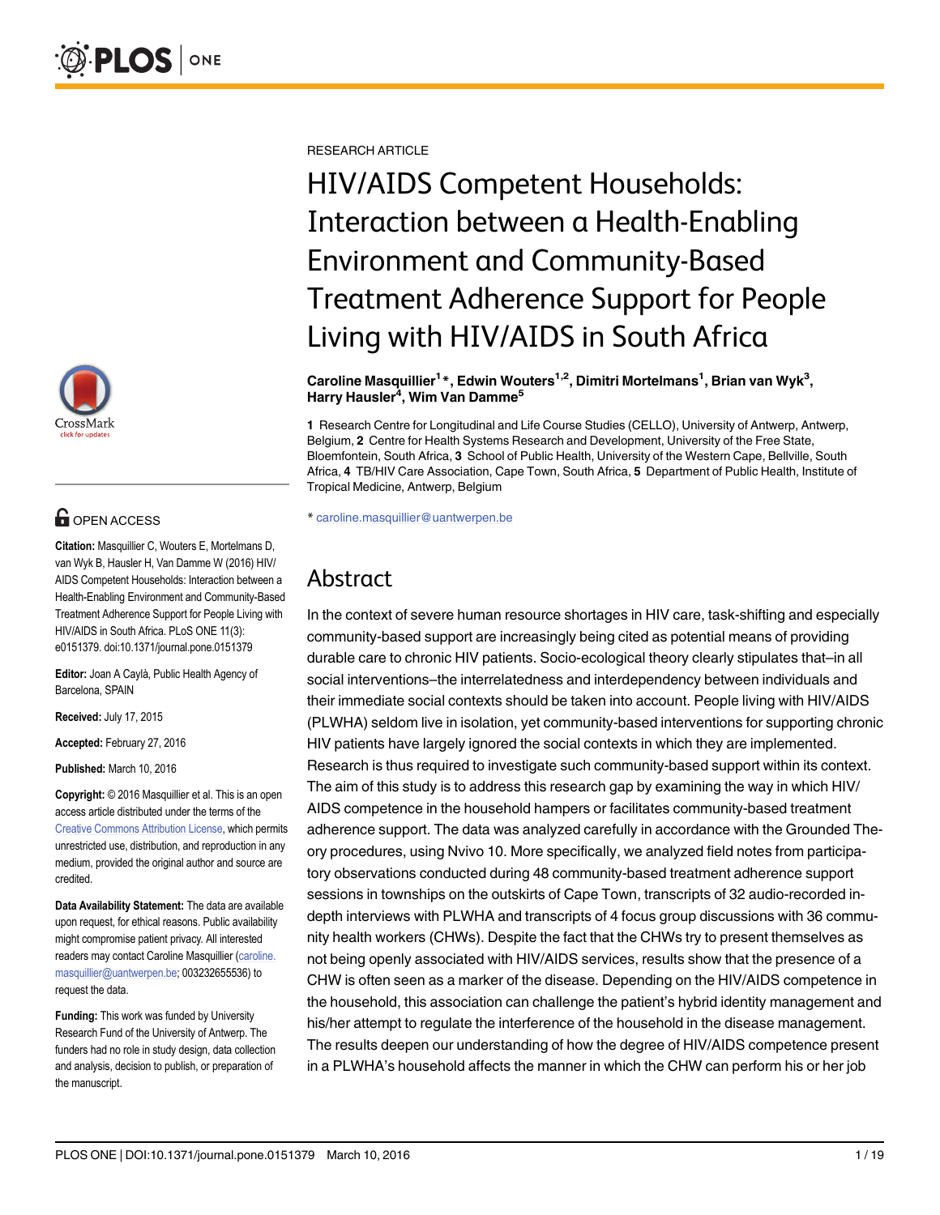RESEARCH ARTICLE

# HIV/AIDS Competent Households: Interaction between a Health-Enabling Environment and Community-Based Treatment Adherence Support for People Living with HIV/AIDS in South Africa

**Caroline Masquillier[1]*, Edwin Wouters[1,2], Dimitri Mortelmans[1], Brian van Wyk[3], Harry Hausler[4], Wim Van Damme[5]**

**1** Research Centre for Longitudinal and Life Course Studies (CELLO), University of Antwerp, Antwerp, Belgium, **2** Centre for Health Systems Research and Development, University of the Free State, Bloemfontein, South Africa, **3** School of Public Health, University of the Western Cape, Bellville, South Africa, **4** TB/HIV Care Association, Cape Town, South Africa, **5** Department of Public Health, Institute of Tropical Medicine, Antwerp, Belgium

* caroline.masquillier@uantwerpen.be

OPEN ACCESS

**Citation:** Masquillier C, Wouters E, Mortelmans D, van Wyk B, Hausler H, Van Damme W (2016) HIV/AIDS Competent Households: Interaction between a Health-Enabling Environment and Community-Based Treatment Adherence Support for People Living with HIV/AIDS in South Africa. PLoS ONE 11(3): e0151379. doi:10.1371/journal.pone.0151379

**Editor:** Joan A Caylà, Public Health Agency of Barcelona, SPAIN

**Received:** July 17, 2015

**Accepted:** February 27, 2016

**Published:** March 10, 2016

**Copyright:** © 2016 Masquillier et al. This is an open access article distributed under the terms of the Creative Commons Attribution License, which permits unrestricted use, distribution, and reproduction in any medium, provided the original author and source are credited.

**Data Availability Statement:** The data are available upon request, for ethical reasons. Public availability might compromise patient privacy. All interested readers may contact Caroline Masquillier (caroline.masquillier@uantwerpen.be; 003232655536) to request the data.

**Funding:** This work was funded by University Research Fund of the University of Antwerp. The funders had no role in study design, data collection and analysis, decision to publish, or preparation of the manuscript.

## Abstract

In the context of severe human resource shortages in HIV care, task-shifting and especially community-based support are increasingly being cited as potential means of providing durable care to chronic HIV patients. Socio-ecological theory clearly stipulates that–in all social interventions–the interrelatedness and interdependency between individuals and their immediate social contexts should be taken into account. People living with HIV/AIDS (PLWHA) seldom live in isolation, yet community-based interventions for supporting chronic HIV patients have largely ignored the social contexts in which they are implemented. Research is thus required to investigate such community-based support within its context. The aim of this study is to address this research gap by examining the way in which HIV/AIDS competence in the household hampers or facilitates community-based treatment adherence support. The data was analyzed carefully in accordance with the Grounded Theory procedures, using Nvivo 10. More specifically, we analyzed field notes from participatory observations conducted during 48 community-based treatment adherence support sessions in townships on the outskirts of Cape Town, transcripts of 32 audio-recorded in-depth interviews with PLWHA and transcripts of 4 focus group discussions with 36 community health workers (CHWs). Despite the fact that the CHWs try to present themselves as not being openly associated with HIV/AIDS services, results show that the presence of a CHW is often seen as a marker of the disease. Depending on the HIV/AIDS competence in the household, this association can challenge the patient's hybrid identity management and his/her attempt to regulate the interference of the household in the disease management. The results deepen our understanding of how the degree of HIV/AIDS competence present in a PLWHA's household affects the manner in which the CHW can perform his or her job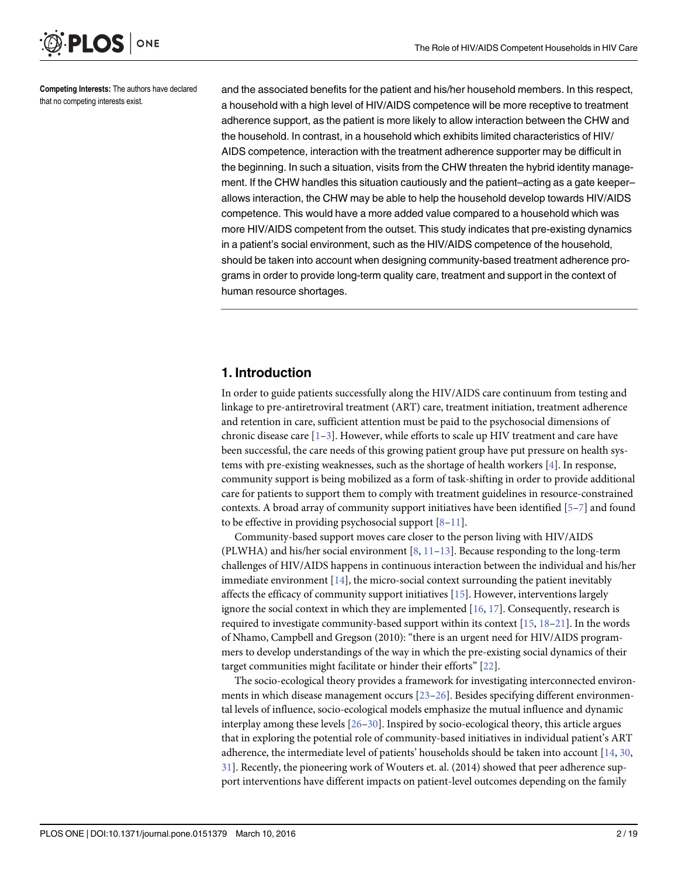**Competing Interests:** The authors have declared that no competing interests exist.

and the associated benefits for the patient and his/her household members. In this respect, a household with a high level of HIV/AIDS competence will be more receptive to treatment adherence support, as the patient is more likely to allow interaction between the CHW and the household. In contrast, in a household which exhibits limited characteristics of HIV/AIDS competence, interaction with the treatment adherence supporter may be difficult in the beginning. In such a situation, visits from the CHW threaten the hybrid identity management. If the CHW handles this situation cautiously and the patient–acting as a gate keeper–allows interaction, the CHW may be able to help the household develop towards HIV/AIDS competence. This would have a more added value compared to a household which was more HIV/AIDS competent from the outset. This study indicates that pre-existing dynamics in a patient's social environment, such as the HIV/AIDS competence of the household, should be taken into account when designing community-based treatment adherence programs in order to provide long-term quality care, treatment and support in the context of human resource shortages.

## 1. Introduction

In order to guide patients successfully along the HIV/AIDS care continuum from testing and linkage to pre-antiretroviral treatment (ART) care, treatment initiation, treatment adherence and retention in care, sufficient attention must be paid to the psychosocial dimensions of chronic disease care [1–3]. However, while efforts to scale up HIV treatment and care have been successful, the care needs of this growing patient group have put pressure on health systems with pre-existing weaknesses, such as the shortage of health workers [4]. In response, community support is being mobilized as a form of task-shifting in order to provide additional care for patients to support them to comply with treatment guidelines in resource-constrained contexts. A broad array of community support initiatives have been identified [5–7] and found to be effective in providing psychosocial support [8–11].

Community-based support moves care closer to the person living with HIV/AIDS (PLWHA) and his/her social environment [8, 11–13]. Because responding to the long-term challenges of HIV/AIDS happens in continuous interaction between the individual and his/her immediate environment [14], the micro-social context surrounding the patient inevitably affects the efficacy of community support initiatives [15]. However, interventions largely ignore the social context in which they are implemented [16, 17]. Consequently, research is required to investigate community-based support within its context [15, 18–21]. In the words of Nhamo, Campbell and Gregson (2010): "there is an urgent need for HIV/AIDS programmers to develop understandings of the way in which the pre-existing social dynamics of their target communities might facilitate or hinder their efforts" [22].

The socio-ecological theory provides a framework for investigating interconnected environments in which disease management occurs [23–26]. Besides specifying different environmental levels of influence, socio-ecological models emphasize the mutual influence and dynamic interplay among these levels [26–30]. Inspired by socio-ecological theory, this article argues that in exploring the potential role of community-based initiatives in individual patient's ART adherence, the intermediate level of patients' households should be taken into account [14, 30, 31]. Recently, the pioneering work of Wouters et. al. (2014) showed that peer adherence support interventions have different impacts on patient-level outcomes depending on the family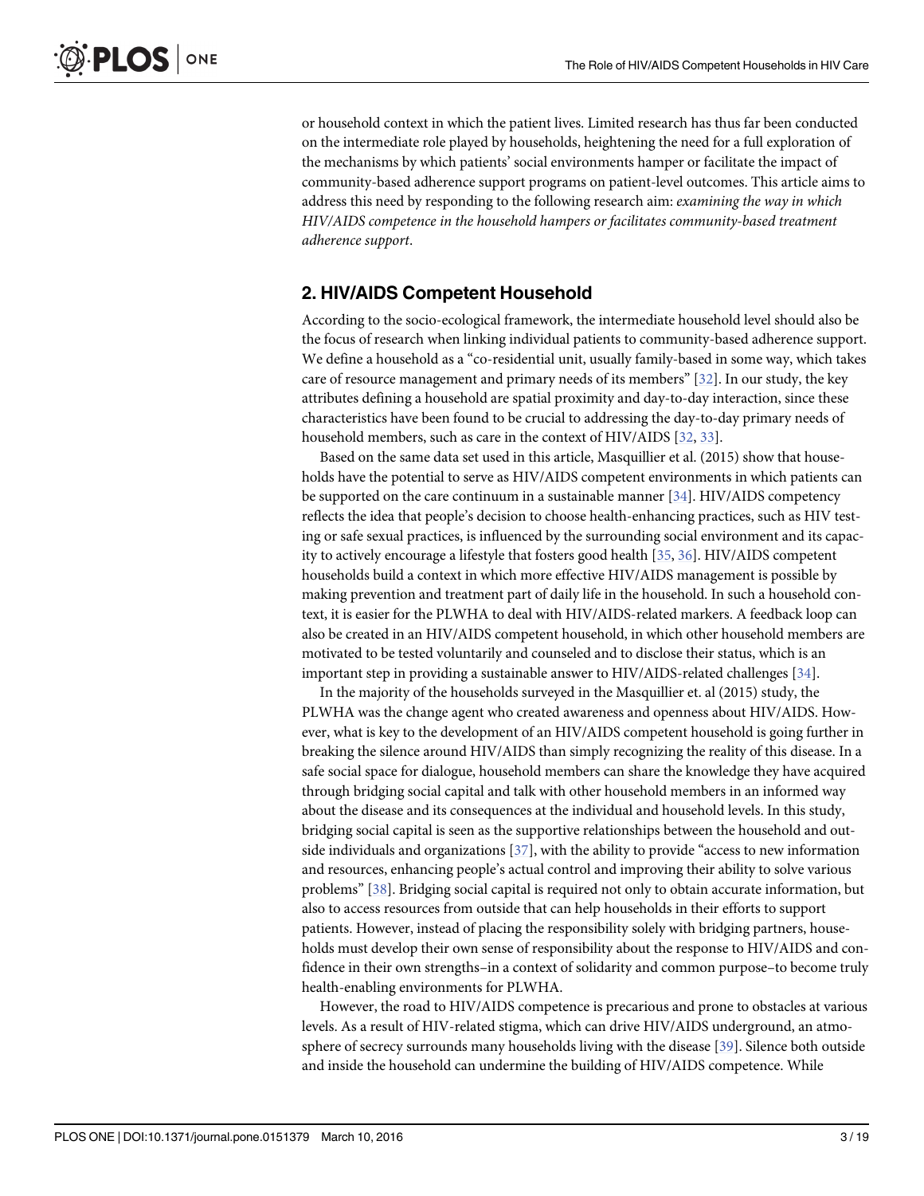or household context in which the patient lives. Limited research has thus far been conducted on the intermediate role played by households, heightening the need for a full exploration of the mechanisms by which patients' social environments hamper or facilitate the impact of community-based adherence support programs on patient-level outcomes. This article aims to address this need by responding to the following research aim: *examining the way in which HIV/AIDS competence in the household hampers or facilitates community-based treatment adherence support*.

## 2. HIV/AIDS Competent Household

According to the socio-ecological framework, the intermediate household level should also be the focus of research when linking individual patients to community-based adherence support. We define a household as a "co-residential unit, usually family-based in some way, which takes care of resource management and primary needs of its members" [32]. In our study, the key attributes defining a household are spatial proximity and day-to-day interaction, since these characteristics have been found to be crucial to addressing the day-to-day primary needs of household members, such as care in the context of HIV/AIDS [32, 33].

Based on the same data set used in this article, Masquillier et al. (2015) show that households have the potential to serve as HIV/AIDS competent environments in which patients can be supported on the care continuum in a sustainable manner [34]. HIV/AIDS competency reflects the idea that people's decision to choose health-enhancing practices, such as HIV testing or safe sexual practices, is influenced by the surrounding social environment and its capacity to actively encourage a lifestyle that fosters good health [35, 36]. HIV/AIDS competent households build a context in which more effective HIV/AIDS management is possible by making prevention and treatment part of daily life in the household. In such a household context, it is easier for the PLWHA to deal with HIV/AIDS-related markers. A feedback loop can also be created in an HIV/AIDS competent household, in which other household members are motivated to be tested voluntarily and counseled and to disclose their status, which is an important step in providing a sustainable answer to HIV/AIDS-related challenges [34].

In the majority of the households surveyed in the Masquillier et. al (2015) study, the PLWHA was the change agent who created awareness and openness about HIV/AIDS. However, what is key to the development of an HIV/AIDS competent household is going further in breaking the silence around HIV/AIDS than simply recognizing the reality of this disease. In a safe social space for dialogue, household members can share the knowledge they have acquired through bridging social capital and talk with other household members in an informed way about the disease and its consequences at the individual and household levels. In this study, bridging social capital is seen as the supportive relationships between the household and outside individuals and organizations [37], with the ability to provide "access to new information and resources, enhancing people's actual control and improving their ability to solve various problems" [38]. Bridging social capital is required not only to obtain accurate information, but also to access resources from outside that can help households in their efforts to support patients. However, instead of placing the responsibility solely with bridging partners, households must develop their own sense of responsibility about the response to HIV/AIDS and confidence in their own strengths–in a context of solidarity and common purpose–to become truly health-enabling environments for PLWHA.

However, the road to HIV/AIDS competence is precarious and prone to obstacles at various levels. As a result of HIV-related stigma, which can drive HIV/AIDS underground, an atmosphere of secrecy surrounds many households living with the disease [39]. Silence both outside and inside the household can undermine the building of HIV/AIDS competence. While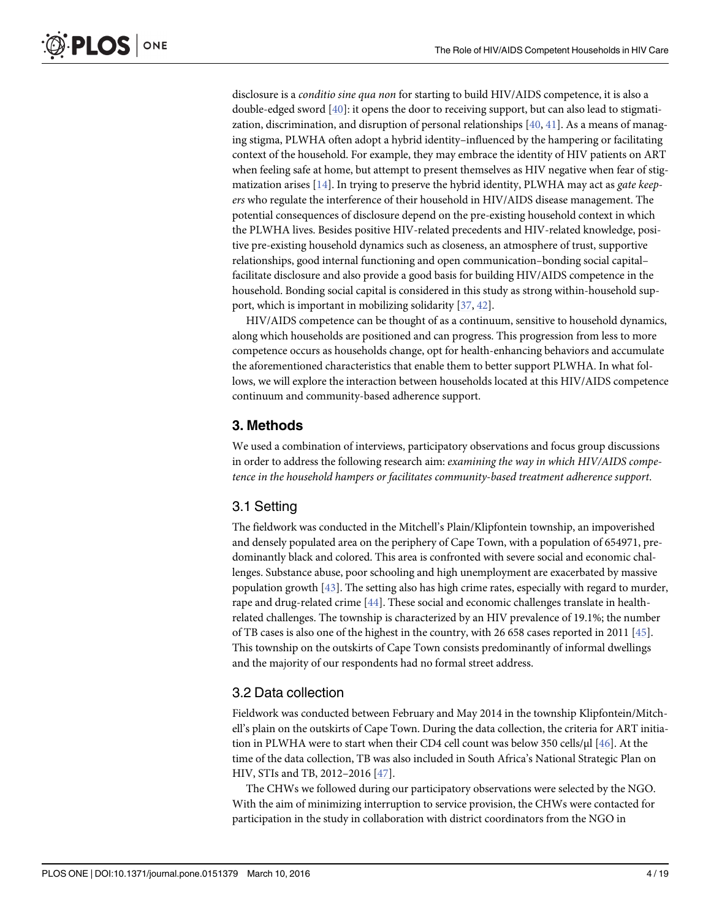disclosure is a *conditio sine qua non* for starting to build HIV/AIDS competence, it is also a double-edged sword [40]: it opens the door to receiving support, but can also lead to stigmatization, discrimination, and disruption of personal relationships [40, 41]. As a means of managing stigma, PLWHA often adopt a hybrid identity–influenced by the hampering or facilitating context of the household. For example, they may embrace the identity of HIV patients on ART when feeling safe at home, but attempt to present themselves as HIV negative when fear of stigmatization arises [14]. In trying to preserve the hybrid identity, PLWHA may act as *gate keepers* who regulate the interference of their household in HIV/AIDS disease management. The potential consequences of disclosure depend on the pre-existing household context in which the PLWHA lives. Besides positive HIV-related precedents and HIV-related knowledge, positive pre-existing household dynamics such as closeness, an atmosphere of trust, supportive relationships, good internal functioning and open communication–bonding social capital–facilitate disclosure and also provide a good basis for building HIV/AIDS competence in the household. Bonding social capital is considered in this study as strong within-household support, which is important in mobilizing solidarity [37, 42].

HIV/AIDS competence can be thought of as a continuum, sensitive to household dynamics, along which households are positioned and can progress. This progression from less to more competence occurs as households change, opt for health-enhancing behaviors and accumulate the aforementioned characteristics that enable them to better support PLWHA. In what follows, we will explore the interaction between households located at this HIV/AIDS competence continuum and community-based adherence support.

## 3. Methods

We used a combination of interviews, participatory observations and focus group discussions in order to address the following research aim: *examining the way in which HIV/AIDS competence in the household hampers or facilitates community-based treatment adherence support*.

### 3.1 Setting

The fieldwork was conducted in the Mitchell's Plain/Klipfontein township, an impoverished and densely populated area on the periphery of Cape Town, with a population of 654971, predominantly black and colored. This area is confronted with severe social and economic challenges. Substance abuse, poor schooling and high unemployment are exacerbated by massive population growth [43]. The setting also has high crime rates, especially with regard to murder, rape and drug-related crime [44]. These social and economic challenges translate in health-related challenges. The township is characterized by an HIV prevalence of 19.1%; the number of TB cases is also one of the highest in the country, with 26 658 cases reported in 2011 [45]. This township on the outskirts of Cape Town consists predominantly of informal dwellings and the majority of our respondents had no formal street address.

### 3.2 Data collection

Fieldwork was conducted between February and May 2014 in the township Klipfontein/Mitchell's plain on the outskirts of Cape Town. During the data collection, the criteria for ART initiation in PLWHA were to start when their CD4 cell count was below 350 cells/μl [46]. At the time of the data collection, TB was also included in South Africa's National Strategic Plan on HIV, STIs and TB, 2012–2016 [47].

The CHWs we followed during our participatory observations were selected by the NGO. With the aim of minimizing interruption to service provision, the CHWs were contacted for participation in the study in collaboration with district coordinators from the NGO in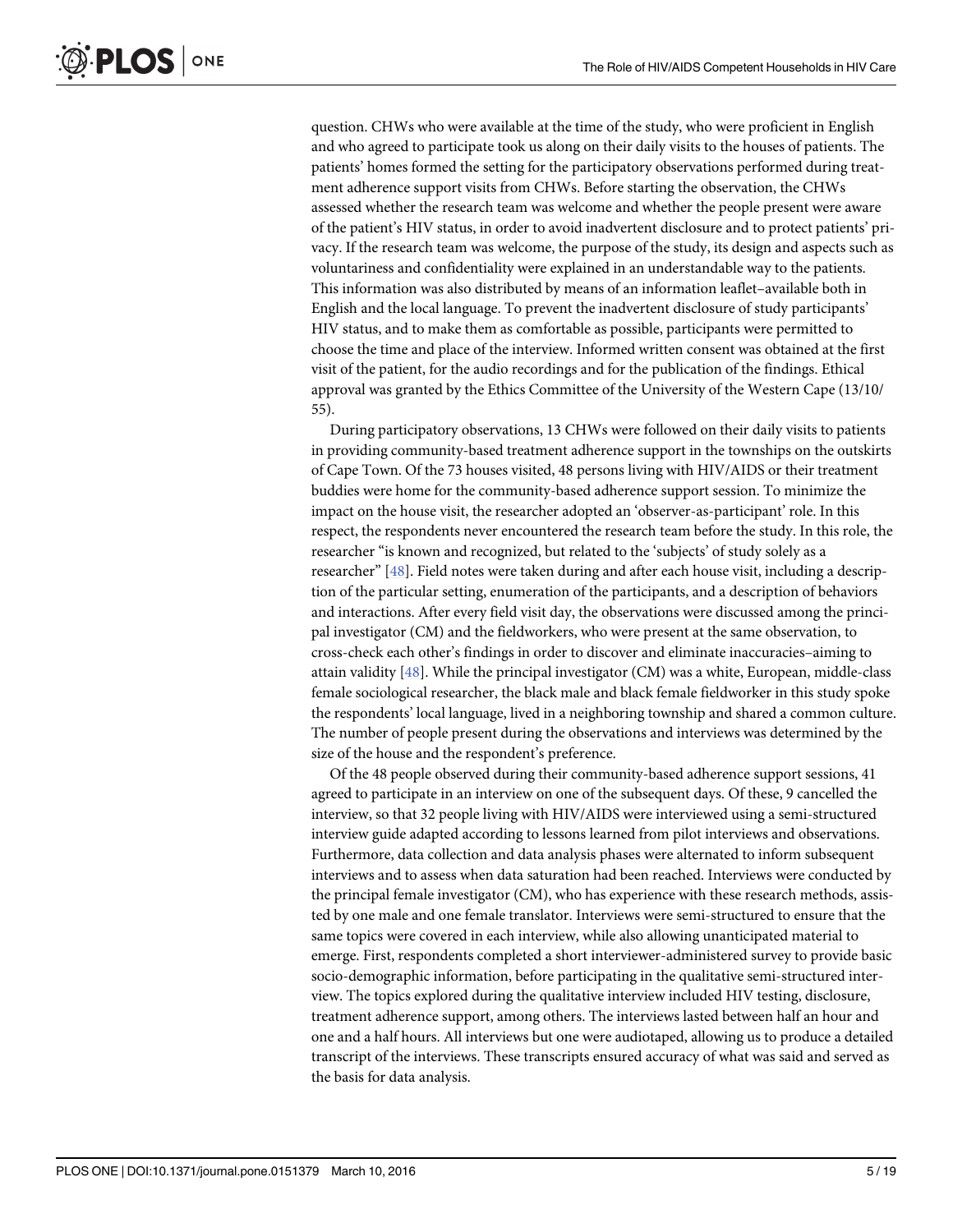question. CHWs who were available at the time of the study, who were proficient in English and who agreed to participate took us along on their daily visits to the houses of patients. The patients' homes formed the setting for the participatory observations performed during treatment adherence support visits from CHWs. Before starting the observation, the CHWs assessed whether the research team was welcome and whether the people present were aware of the patient's HIV status, in order to avoid inadvertent disclosure and to protect patients' privacy. If the research team was welcome, the purpose of the study, its design and aspects such as voluntariness and confidentiality were explained in an understandable way to the patients. This information was also distributed by means of an information leaflet–available both in English and the local language. To prevent the inadvertent disclosure of study participants' HIV status, and to make them as comfortable as possible, participants were permitted to choose the time and place of the interview. Informed written consent was obtained at the first visit of the patient, for the audio recordings and for the publication of the findings. Ethical approval was granted by the Ethics Committee of the University of the Western Cape (13/10/55).

During participatory observations, 13 CHWs were followed on their daily visits to patients in providing community-based treatment adherence support in the townships on the outskirts of Cape Town. Of the 73 houses visited, 48 persons living with HIV/AIDS or their treatment buddies were home for the community-based adherence support session. To minimize the impact on the house visit, the researcher adopted an 'observer-as-participant' role. In this respect, the respondents never encountered the research team before the study. In this role, the researcher "is known and recognized, but related to the 'subjects' of study solely as a researcher" [48]. Field notes were taken during and after each house visit, including a description of the particular setting, enumeration of the participants, and a description of behaviors and interactions. After every field visit day, the observations were discussed among the principal investigator (CM) and the fieldworkers, who were present at the same observation, to cross-check each other's findings in order to discover and eliminate inaccuracies–aiming to attain validity [48]. While the principal investigator (CM) was a white, European, middle-class female sociological researcher, the black male and black female fieldworker in this study spoke the respondents' local language, lived in a neighboring township and shared a common culture. The number of people present during the observations and interviews was determined by the size of the house and the respondent's preference.

Of the 48 people observed during their community-based adherence support sessions, 41 agreed to participate in an interview on one of the subsequent days. Of these, 9 cancelled the interview, so that 32 people living with HIV/AIDS were interviewed using a semi-structured interview guide adapted according to lessons learned from pilot interviews and observations. Furthermore, data collection and data analysis phases were alternated to inform subsequent interviews and to assess when data saturation had been reached. Interviews were conducted by the principal female investigator (CM), who has experience with these research methods, assisted by one male and one female translator. Interviews were semi-structured to ensure that the same topics were covered in each interview, while also allowing unanticipated material to emerge. First, respondents completed a short interviewer-administered survey to provide basic socio-demographic information, before participating in the qualitative semi-structured interview. The topics explored during the qualitative interview included HIV testing, disclosure, treatment adherence support, among others. The interviews lasted between half an hour and one and a half hours. All interviews but one were audiotaped, allowing us to produce a detailed transcript of the interviews. These transcripts ensured accuracy of what was said and served as the basis for data analysis.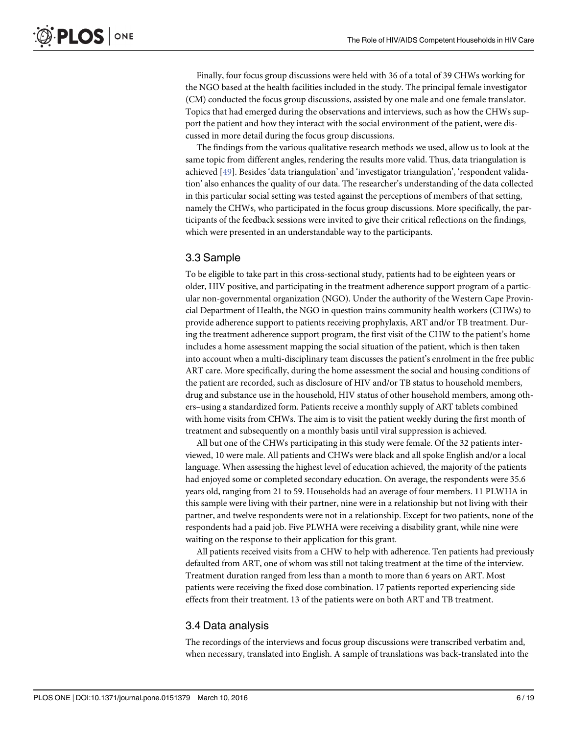Finally, four focus group discussions were held with 36 of a total of 39 CHWs working for the NGO based at the health facilities included in the study. The principal female investigator (CM) conducted the focus group discussions, assisted by one male and one female translator. Topics that had emerged during the observations and interviews, such as how the CHWs support the patient and how they interact with the social environment of the patient, were discussed in more detail during the focus group discussions.

The findings from the various qualitative research methods we used, allow us to look at the same topic from different angles, rendering the results more valid. Thus, data triangulation is achieved [49]. Besides 'data triangulation' and 'investigator triangulation', 'respondent validation' also enhances the quality of our data. The researcher's understanding of the data collected in this particular social setting was tested against the perceptions of members of that setting, namely the CHWs, who participated in the focus group discussions. More specifically, the participants of the feedback sessions were invited to give their critical reflections on the findings, which were presented in an understandable way to the participants.

## 3.3 Sample

To be eligible to take part in this cross-sectional study, patients had to be eighteen years or older, HIV positive, and participating in the treatment adherence support program of a particular non-governmental organization (NGO). Under the authority of the Western Cape Provincial Department of Health, the NGO in question trains community health workers (CHWs) to provide adherence support to patients receiving prophylaxis, ART and/or TB treatment. During the treatment adherence support program, the first visit of the CHW to the patient's home includes a home assessment mapping the social situation of the patient, which is then taken into account when a multi-disciplinary team discusses the patient's enrolment in the free public ART care. More specifically, during the home assessment the social and housing conditions of the patient are recorded, such as disclosure of HIV and/or TB status to household members, drug and substance use in the household, HIV status of other household members, among others–using a standardized form. Patients receive a monthly supply of ART tablets combined with home visits from CHWs. The aim is to visit the patient weekly during the first month of treatment and subsequently on a monthly basis until viral suppression is achieved.

All but one of the CHWs participating in this study were female. Of the 32 patients interviewed, 10 were male. All patients and CHWs were black and all spoke English and/or a local language. When assessing the highest level of education achieved, the majority of the patients had enjoyed some or completed secondary education. On average, the respondents were 35.6 years old, ranging from 21 to 59. Households had an average of four members. 11 PLWHA in this sample were living with their partner, nine were in a relationship but not living with their partner, and twelve respondents were not in a relationship. Except for two patients, none of the respondents had a paid job. Five PLWHA were receiving a disability grant, while nine were waiting on the response to their application for this grant.

All patients received visits from a CHW to help with adherence. Ten patients had previously defaulted from ART, one of whom was still not taking treatment at the time of the interview. Treatment duration ranged from less than a month to more than 6 years on ART. Most patients were receiving the fixed dose combination. 17 patients reported experiencing side effects from their treatment. 13 of the patients were on both ART and TB treatment.

## 3.4 Data analysis

The recordings of the interviews and focus group discussions were transcribed verbatim and, when necessary, translated into English. A sample of translations was back-translated into the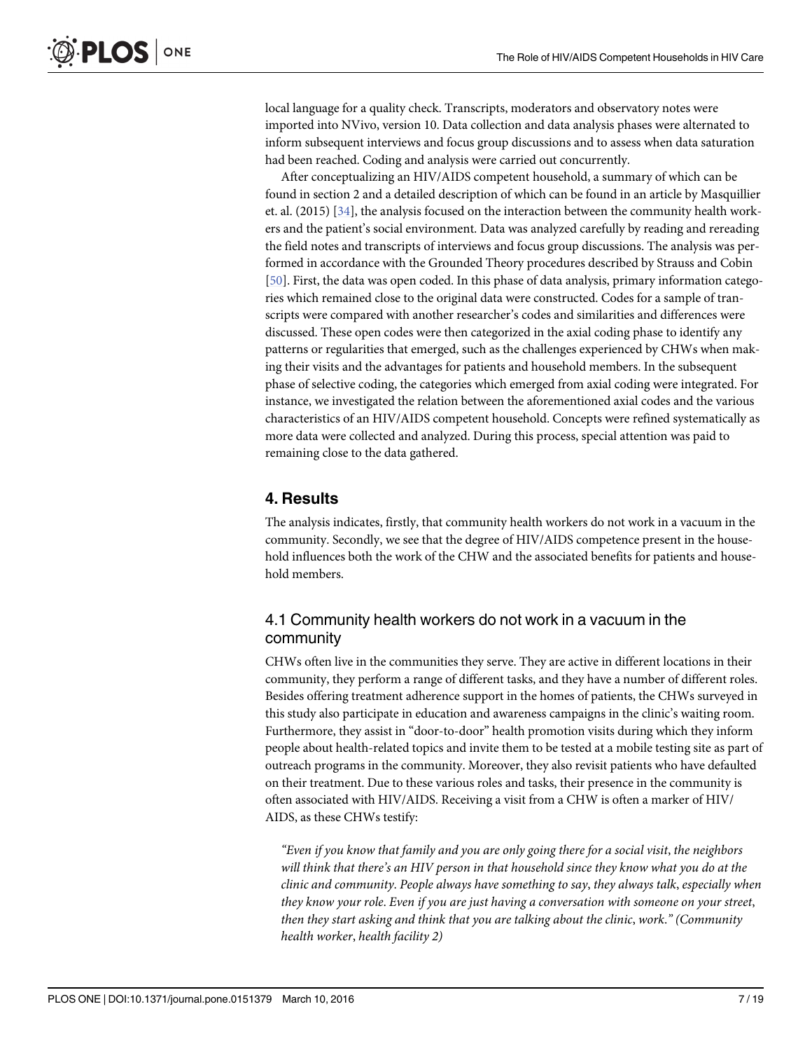local language for a quality check. Transcripts, moderators and observatory notes were imported into NVivo, version 10. Data collection and data analysis phases were alternated to inform subsequent interviews and focus group discussions and to assess when data saturation had been reached. Coding and analysis were carried out concurrently.

After conceptualizing an HIV/AIDS competent household, a summary of which can be found in section 2 and a detailed description of which can be found in an article by Masquillier et. al. (2015) [34], the analysis focused on the interaction between the community health workers and the patient's social environment. Data was analyzed carefully by reading and rereading the field notes and transcripts of interviews and focus group discussions. The analysis was performed in accordance with the Grounded Theory procedures described by Strauss and Cobin [50]. First, the data was open coded. In this phase of data analysis, primary information categories which remained close to the original data were constructed. Codes for a sample of transcripts were compared with another researcher's codes and similarities and differences were discussed. These open codes were then categorized in the axial coding phase to identify any patterns or regularities that emerged, such as the challenges experienced by CHWs when making their visits and the advantages for patients and household members. In the subsequent phase of selective coding, the categories which emerged from axial coding were integrated. For instance, we investigated the relation between the aforementioned axial codes and the various characteristics of an HIV/AIDS competent household. Concepts were refined systematically as more data were collected and analyzed. During this process, special attention was paid to remaining close to the data gathered.

## 4. Results

The analysis indicates, firstly, that community health workers do not work in a vacuum in the community. Secondly, we see that the degree of HIV/AIDS competence present in the household influences both the work of the CHW and the associated benefits for patients and household members.

### 4.1 Community health workers do not work in a vacuum in the community

CHWs often live in the communities they serve. They are active in different locations in their community, they perform a range of different tasks, and they have a number of different roles. Besides offering treatment adherence support in the homes of patients, the CHWs surveyed in this study also participate in education and awareness campaigns in the clinic's waiting room. Furthermore, they assist in "door-to-door" health promotion visits during which they inform people about health-related topics and invite them to be tested at a mobile testing site as part of outreach programs in the community. Moreover, they also revisit patients who have defaulted on their treatment. Due to these various roles and tasks, their presence in the community is often associated with HIV/AIDS. Receiving a visit from a CHW is often a marker of HIV/AIDS, as these CHWs testify:

> *"Even if you know that family and you are only going there for a social visit, the neighbors will think that there's an HIV person in that household since they know what you do at the clinic and community. People always have something to say, they always talk, especially when they know your role. Even if you are just having a conversation with someone on your street, then they start asking and think that you are talking about the clinic, work." (Community health worker, health facility 2)*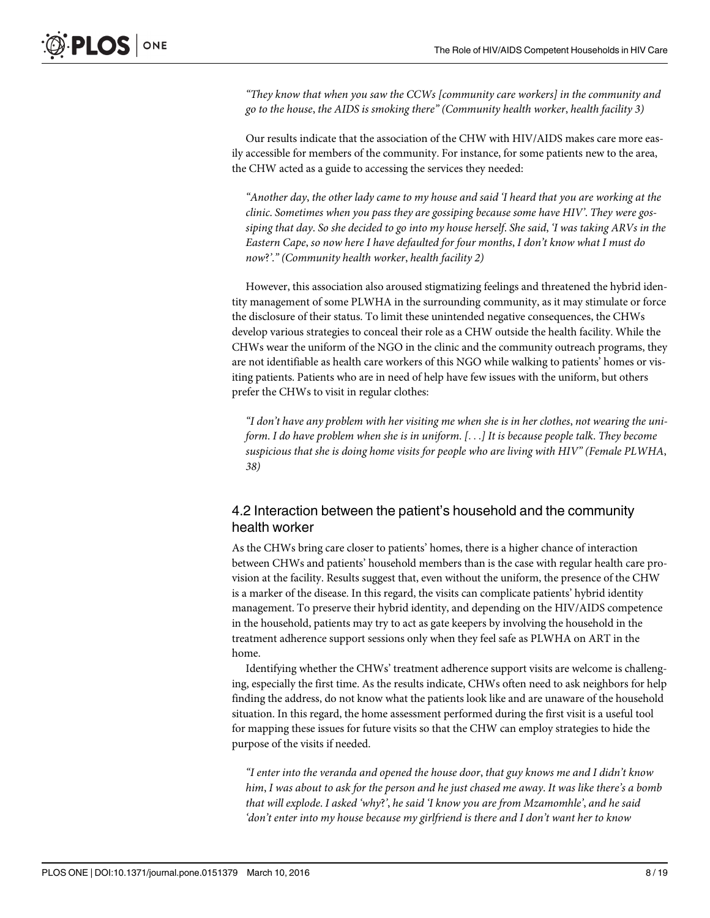*"They know that when you saw the CCWs [community care workers] in the community and go to the house, the AIDS is smoking there" (Community health worker, health facility 3)*

Our results indicate that the association of the CHW with HIV/AIDS makes care more easily accessible for members of the community. For instance, for some patients new to the area, the CHW acted as a guide to accessing the services they needed:

*"Another day, the other lady came to my house and said 'I heard that you are working at the clinic. Sometimes when you pass they are gossiping because some have HIV'. They were gossiping that day. So she decided to go into my house herself. She said, 'I was taking ARVs in the Eastern Cape, so now here I have defaulted for four months, I don't know what I must do now?'." (Community health worker, health facility 2)*

However, this association also aroused stigmatizing feelings and threatened the hybrid identity management of some PLWHA in the surrounding community, as it may stimulate or force the disclosure of their status. To limit these unintended negative consequences, the CHWs develop various strategies to conceal their role as a CHW outside the health facility. While the CHWs wear the uniform of the NGO in the clinic and the community outreach programs, they are not identifiable as health care workers of this NGO while walking to patients' homes or visiting patients. Patients who are in need of help have few issues with the uniform, but others prefer the CHWs to visit in regular clothes:

*"I don't have any problem with her visiting me when she is in her clothes, not wearing the uniform. I do have problem when she is in uniform. [. . .] It is because people talk. They become suspicious that she is doing home visits for people who are living with HIV" (Female PLWHA, 38)*

## 4.2 Interaction between the patient's household and the community health worker

As the CHWs bring care closer to patients' homes, there is a higher chance of interaction between CHWs and patients' household members than is the case with regular health care provision at the facility. Results suggest that, even without the uniform, the presence of the CHW is a marker of the disease. In this regard, the visits can complicate patients' hybrid identity management. To preserve their hybrid identity, and depending on the HIV/AIDS competence in the household, patients may try to act as gate keepers by involving the household in the treatment adherence support sessions only when they feel safe as PLWHA on ART in the home.

Identifying whether the CHWs' treatment adherence support visits are welcome is challenging, especially the first time. As the results indicate, CHWs often need to ask neighbors for help finding the address, do not know what the patients look like and are unaware of the household situation. In this regard, the home assessment performed during the first visit is a useful tool for mapping these issues for future visits so that the CHW can employ strategies to hide the purpose of the visits if needed.

*"I enter into the veranda and opened the house door, that guy knows me and I didn't know him, I was about to ask for the person and he just chased me away. It was like there's a bomb that will explode. I asked 'why?', he said 'I know you are from Mzamomhle', and he said 'don't enter into my house because my girlfriend is there and I don't want her to know*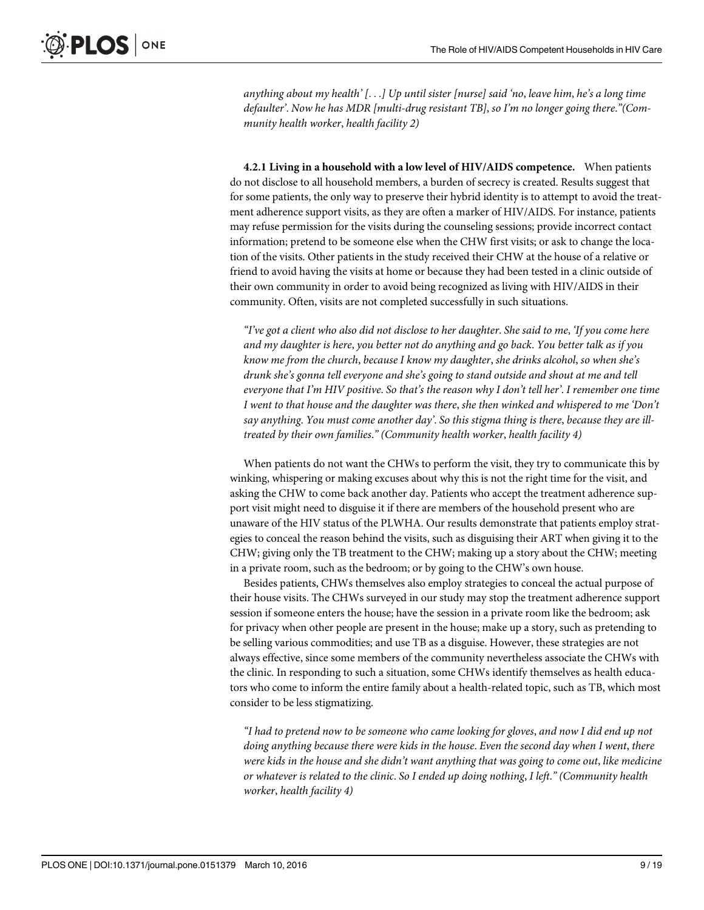*anything about my health' [. . .] Up until sister [nurse] said 'no, leave him, he's a long time defaulter'. Now he has MDR [multi-drug resistant TB], so I'm no longer going there."(Community health worker, health facility 2)*

#### 4.2.1 Living in a household with a low level of HIV/AIDS competence.

When patients do not disclose to all household members, a burden of secrecy is created. Results suggest that for some patients, the only way to preserve their hybrid identity is to attempt to avoid the treatment adherence support visits, as they are often a marker of HIV/AIDS. For instance, patients may refuse permission for the visits during the counseling sessions; provide incorrect contact information; pretend to be someone else when the CHW first visits; or ask to change the location of the visits. Other patients in the study received their CHW at the house of a relative or friend to avoid having the visits at home or because they had been tested in a clinic outside of their own community in order to avoid being recognized as living with HIV/AIDS in their community. Often, visits are not completed successfully in such situations.

*"I've got a client who also did not disclose to her daughter. She said to me, 'If you come here and my daughter is here, you better not do anything and go back. You better talk as if you know me from the church, because I know my daughter, she drinks alcohol, so when she's drunk she's gonna tell everyone and she's going to stand outside and shout at me and tell everyone that I'm HIV positive. So that's the reason why I don't tell her'. I remember one time I went to that house and the daughter was there, she then winked and whispered to me 'Don't say anything. You must come another day'. So this stigma thing is there, because they are ill-treated by their own families." (Community health worker, health facility 4)*

When patients do not want the CHWs to perform the visit, they try to communicate this by winking, whispering or making excuses about why this is not the right time for the visit, and asking the CHW to come back another day. Patients who accept the treatment adherence support visit might need to disguise it if there are members of the household present who are unaware of the HIV status of the PLWHA. Our results demonstrate that patients employ strategies to conceal the reason behind the visits, such as disguising their ART when giving it to the CHW; giving only the TB treatment to the CHW; making up a story about the CHW; meeting in a private room, such as the bedroom; or by going to the CHW's own house.

Besides patients, CHWs themselves also employ strategies to conceal the actual purpose of their house visits. The CHWs surveyed in our study may stop the treatment adherence support session if someone enters the house; have the session in a private room like the bedroom; ask for privacy when other people are present in the house; make up a story, such as pretending to be selling various commodities; and use TB as a disguise. However, these strategies are not always effective, since some members of the community nevertheless associate the CHWs with the clinic. In responding to such a situation, some CHWs identify themselves as health educators who come to inform the entire family about a health-related topic, such as TB, which most consider to be less stigmatizing.

*"I had to pretend now to be someone who came looking for gloves, and now I did end up not doing anything because there were kids in the house. Even the second day when I went, there were kids in the house and she didn't want anything that was going to come out, like medicine or whatever is related to the clinic. So I ended up doing nothing, I left." (Community health worker, health facility 4)*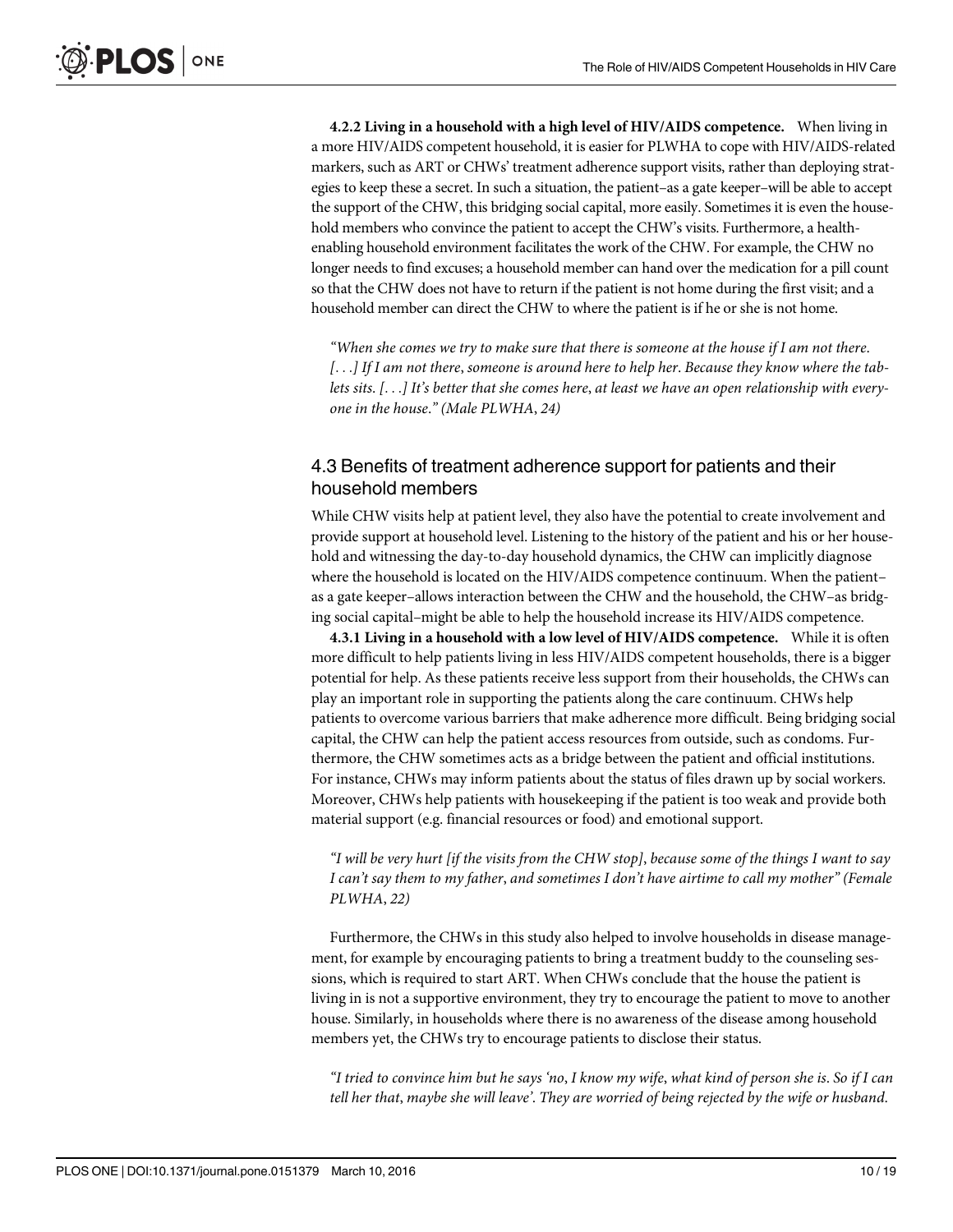**4.2.2 Living in a household with a high level of HIV/AIDS competence.** When living in a more HIV/AIDS competent household, it is easier for PLWHA to cope with HIV/AIDS-related markers, such as ART or CHWs' treatment adherence support visits, rather than deploying strategies to keep these a secret. In such a situation, the patient–as a gate keeper–will be able to accept the support of the CHW, this bridging social capital, more easily. Sometimes it is even the household members who convince the patient to accept the CHW's visits. Furthermore, a health-enabling household environment facilitates the work of the CHW. For example, the CHW no longer needs to find excuses; a household member can hand over the medication for a pill count so that the CHW does not have to return if the patient is not home during the first visit; and a household member can direct the CHW to where the patient is if he or she is not home.

> *"When she comes we try to make sure that there is someone at the house if I am not there. [. . .] If I am not there, someone is around here to help her. Because they know where the tablets sits. [. . .] It's better that she comes here, at least we have an open relationship with everyone in the house." (Male PLWHA, 24)*

## 4.3 Benefits of treatment adherence support for patients and their household members

While CHW visits help at patient level, they also have the potential to create involvement and provide support at household level. Listening to the history of the patient and his or her household and witnessing the day-to-day household dynamics, the CHW can implicitly diagnose where the household is located on the HIV/AIDS competence continuum. When the patient–as a gate keeper–allows interaction between the CHW and the household, the CHW–as bridging social capital–might be able to help the household increase its HIV/AIDS competence.

**4.3.1 Living in a household with a low level of HIV/AIDS competence.** While it is often more difficult to help patients living in less HIV/AIDS competent households, there is a bigger potential for help. As these patients receive less support from their households, the CHWs can play an important role in supporting the patients along the care continuum. CHWs help patients to overcome various barriers that make adherence more difficult. Being bridging social capital, the CHW can help the patient access resources from outside, such as condoms. Furthermore, the CHW sometimes acts as a bridge between the patient and official institutions. For instance, CHWs may inform patients about the status of files drawn up by social workers. Moreover, CHWs help patients with housekeeping if the patient is too weak and provide both material support (e.g. financial resources or food) and emotional support.

> *"I will be very hurt [if the visits from the CHW stop], because some of the things I want to say I can't say them to my father, and sometimes I don't have airtime to call my mother" (Female PLWHA, 22)*

Furthermore, the CHWs in this study also helped to involve households in disease management, for example by encouraging patients to bring a treatment buddy to the counseling sessions, which is required to start ART. When CHWs conclude that the house the patient is living in is not a supportive environment, they try to encourage the patient to move to another house. Similarly, in households where there is no awareness of the disease among household members yet, the CHWs try to encourage patients to disclose their status.

> *"I tried to convince him but he says 'no, I know my wife, what kind of person she is. So if I can tell her that, maybe she will leave'. They are worried of being rejected by the wife or husband.*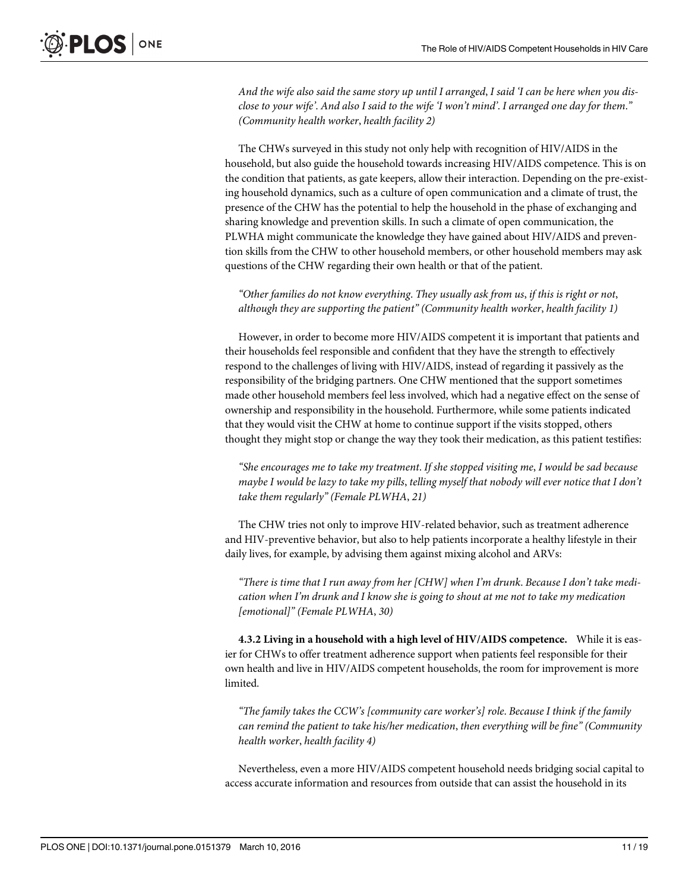*And the wife also said the same story up until I arranged, I said 'I can be here when you disclose to your wife'. And also I said to the wife 'I won't mind'. I arranged one day for them." (Community health worker, health facility 2)*

The CHWs surveyed in this study not only help with recognition of HIV/AIDS in the household, but also guide the household towards increasing HIV/AIDS competence. This is on the condition that patients, as gate keepers, allow their interaction. Depending on the pre-existing household dynamics, such as a culture of open communication and a climate of trust, the presence of the CHW has the potential to help the household in the phase of exchanging and sharing knowledge and prevention skills. In such a climate of open communication, the PLWHA might communicate the knowledge they have gained about HIV/AIDS and prevention skills from the CHW to other household members, or other household members may ask questions of the CHW regarding their own health or that of the patient.

*"Other families do not know everything. They usually ask from us, if this is right or not, although they are supporting the patient" (Community health worker, health facility 1)*

However, in order to become more HIV/AIDS competent it is important that patients and their households feel responsible and confident that they have the strength to effectively respond to the challenges of living with HIV/AIDS, instead of regarding it passively as the responsibility of the bridging partners. One CHW mentioned that the support sometimes made other household members feel less involved, which had a negative effect on the sense of ownership and responsibility in the household. Furthermore, while some patients indicated that they would visit the CHW at home to continue support if the visits stopped, others thought they might stop or change the way they took their medication, as this patient testifies:

*"She encourages me to take my treatment. If she stopped visiting me, I would be sad because maybe I would be lazy to take my pills, telling myself that nobody will ever notice that I don't take them regularly" (Female PLWHA, 21)*

The CHW tries not only to improve HIV-related behavior, such as treatment adherence and HIV-preventive behavior, but also to help patients incorporate a healthy lifestyle in their daily lives, for example, by advising them against mixing alcohol and ARVs:

*"There is time that I run away from her [CHW] when I'm drunk. Because I don't take medication when I'm drunk and I know she is going to shout at me not to take my medication [emotional]" (Female PLWHA, 30)*

**4.3.2 Living in a household with a high level of HIV/AIDS competence.** While it is easier for CHWs to offer treatment adherence support when patients feel responsible for their own health and live in HIV/AIDS competent households, the room for improvement is more limited.

*"The family takes the CCW's [community care worker's] role. Because I think if the family can remind the patient to take his/her medication, then everything will be fine" (Community health worker, health facility 4)*

Nevertheless, even a more HIV/AIDS competent household needs bridging social capital to access accurate information and resources from outside that can assist the household in its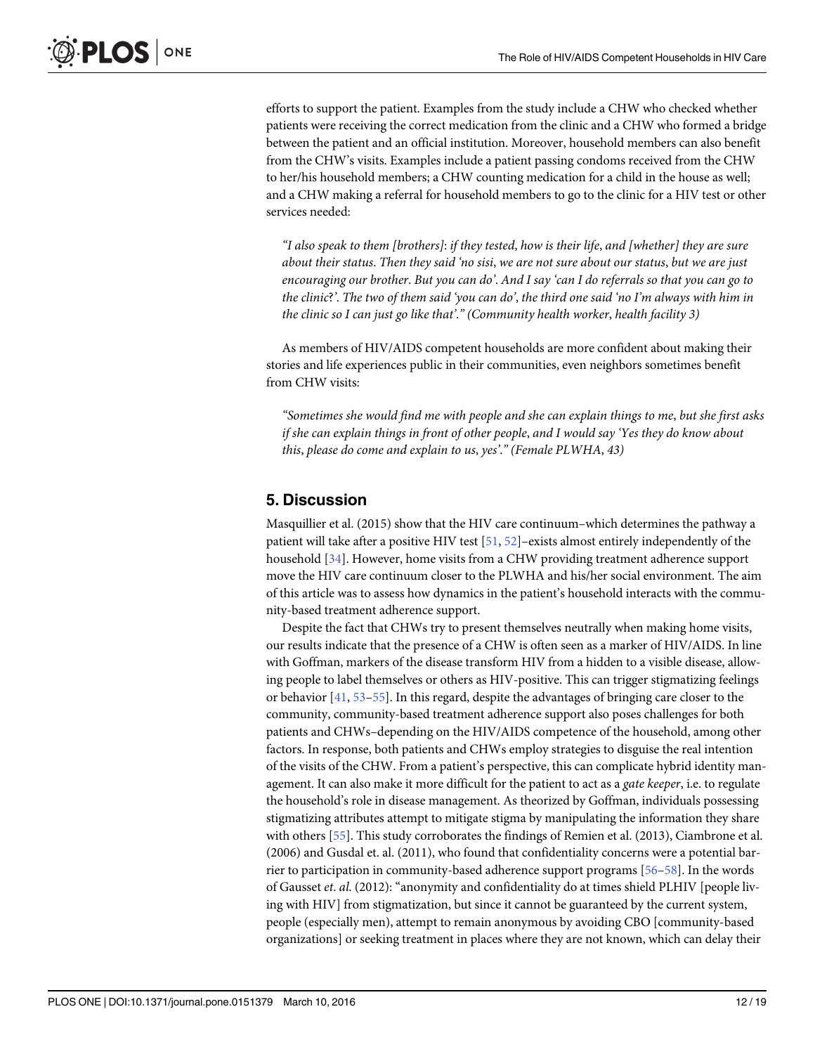efforts to support the patient. Examples from the study include a CHW who checked whether patients were receiving the correct medication from the clinic and a CHW who formed a bridge between the patient and an official institution. Moreover, household members can also benefit from the CHW's visits. Examples include a patient passing condoms received from the CHW to her/his household members; a CHW counting medication for a child in the house as well; and a CHW making a referral for household members to go to the clinic for a HIV test or other services needed:

> *"I also speak to them [brothers]: if they tested, how is their life, and [whether] they are sure about their status. Then they said 'no sisi, we are not sure about our status, but we are just encouraging our brother. But you can do'. And I say 'can I do referrals so that you can go to the clinic?'. The two of them said 'you can do', the third one said 'no I'm always with him in the clinic so I can just go like that'." (Community health worker, health facility 3)*

As members of HIV/AIDS competent households are more confident about making their stories and life experiences public in their communities, even neighbors sometimes benefit from CHW visits:

> *"Sometimes she would find me with people and she can explain things to me, but she first asks if she can explain things in front of other people, and I would say 'Yes they do know about this, please do come and explain to us, yes'." (Female PLWHA, 43)*

## 5. Discussion

Masquillier et al. (2015) show that the HIV care continuum–which determines the pathway a patient will take after a positive HIV test [51, 52]–exists almost entirely independently of the household [34]. However, home visits from a CHW providing treatment adherence support move the HIV care continuum closer to the PLWHA and his/her social environment. The aim of this article was to assess how dynamics in the patient's household interacts with the community-based treatment adherence support.

Despite the fact that CHWs try to present themselves neutrally when making home visits, our results indicate that the presence of a CHW is often seen as a marker of HIV/AIDS. In line with Goffman, markers of the disease transform HIV from a hidden to a visible disease, allowing people to label themselves or others as HIV-positive. This can trigger stigmatizing feelings or behavior [41, 53–55]. In this regard, despite the advantages of bringing care closer to the community, community-based treatment adherence support also poses challenges for both patients and CHWs–depending on the HIV/AIDS competence of the household, among other factors. In response, both patients and CHWs employ strategies to disguise the real intention of the visits of the CHW. From a patient's perspective, this can complicate hybrid identity management. It can also make it more difficult for the patient to act as a *gate keeper*, i.e. to regulate the household's role in disease management. As theorized by Goffman, individuals possessing stigmatizing attributes attempt to mitigate stigma by manipulating the information they share with others [55]. This study corroborates the findings of Remien et al. (2013), Ciambrone et al. (2006) and Gusdal et. al. (2011), who found that confidentiality concerns were a potential barrier to participation in community-based adherence support programs [56–58]. In the words of Gausset *et. al.* (2012): "anonymity and confidentiality do at times shield PLHIV [people living with HIV] from stigmatization, but since it cannot be guaranteed by the current system, people (especially men), attempt to remain anonymous by avoiding CBO [community-based organizations] or seeking treatment in places where they are not known, which can delay their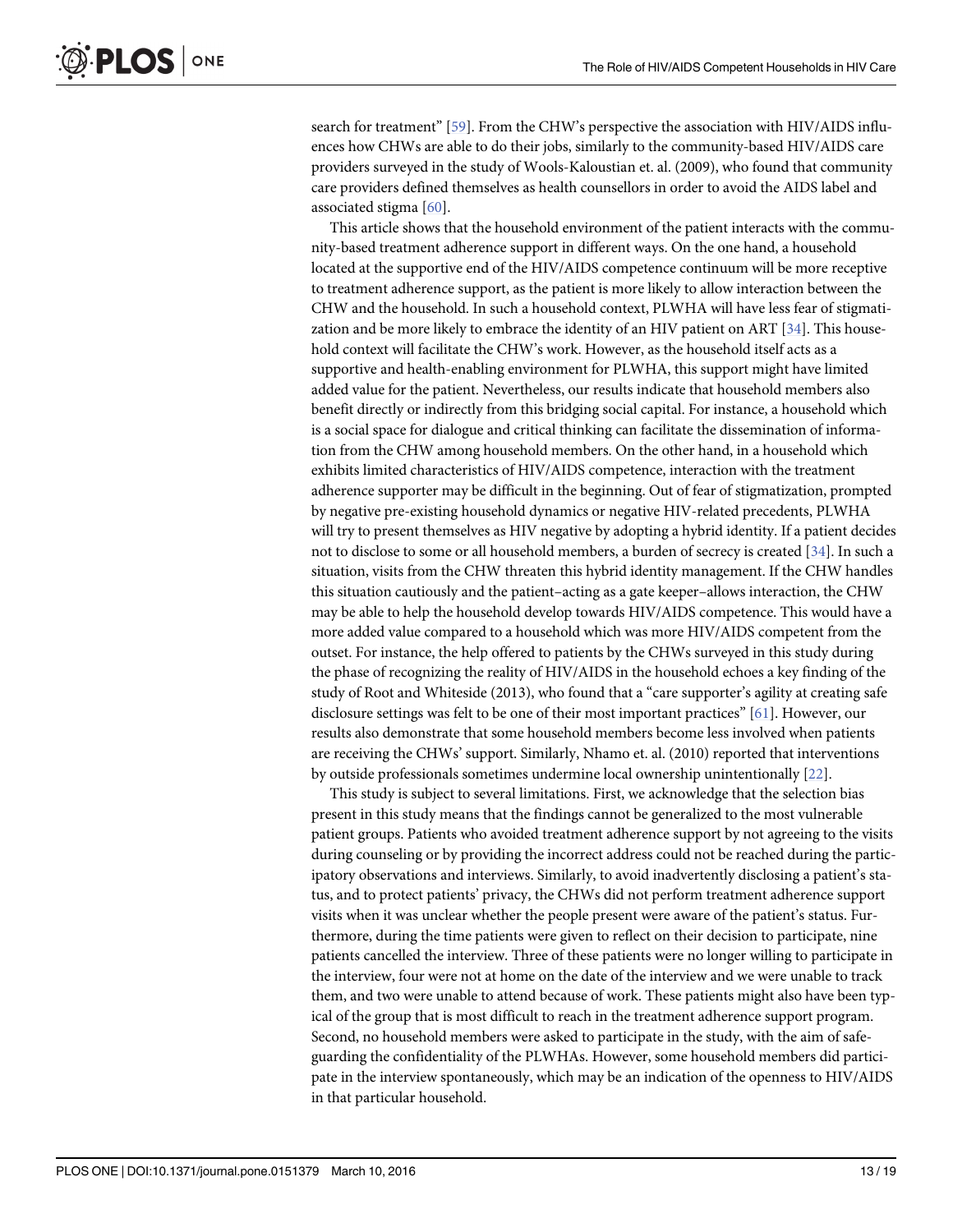search for treatment" [59]. From the CHW's perspective the association with HIV/AIDS influences how CHWs are able to do their jobs, similarly to the community-based HIV/AIDS care providers surveyed in the study of Wools-Kaloustian et. al. (2009), who found that community care providers defined themselves as health counsellors in order to avoid the AIDS label and associated stigma [60].

This article shows that the household environment of the patient interacts with the community-based treatment adherence support in different ways. On the one hand, a household located at the supportive end of the HIV/AIDS competence continuum will be more receptive to treatment adherence support, as the patient is more likely to allow interaction between the CHW and the household. In such a household context, PLWHA will have less fear of stigmatization and be more likely to embrace the identity of an HIV patient on ART [34]. This household context will facilitate the CHW's work. However, as the household itself acts as a supportive and health-enabling environment for PLWHA, this support might have limited added value for the patient. Nevertheless, our results indicate that household members also benefit directly or indirectly from this bridging social capital. For instance, a household which is a social space for dialogue and critical thinking can facilitate the dissemination of information from the CHW among household members. On the other hand, in a household which exhibits limited characteristics of HIV/AIDS competence, interaction with the treatment adherence supporter may be difficult in the beginning. Out of fear of stigmatization, prompted by negative pre-existing household dynamics or negative HIV-related precedents, PLWHA will try to present themselves as HIV negative by adopting a hybrid identity. If a patient decides not to disclose to some or all household members, a burden of secrecy is created [34]. In such a situation, visits from the CHW threaten this hybrid identity management. If the CHW handles this situation cautiously and the patient–acting as a gate keeper–allows interaction, the CHW may be able to help the household develop towards HIV/AIDS competence. This would have a more added value compared to a household which was more HIV/AIDS competent from the outset. For instance, the help offered to patients by the CHWs surveyed in this study during the phase of recognizing the reality of HIV/AIDS in the household echoes a key finding of the study of Root and Whiteside (2013), who found that a "care supporter's agility at creating safe disclosure settings was felt to be one of their most important practices" [61]. However, our results also demonstrate that some household members become less involved when patients are receiving the CHWs' support. Similarly, Nhamo et. al. (2010) reported that interventions by outside professionals sometimes undermine local ownership unintentionally [22].

This study is subject to several limitations. First, we acknowledge that the selection bias present in this study means that the findings cannot be generalized to the most vulnerable patient groups. Patients who avoided treatment adherence support by not agreeing to the visits during counseling or by providing the incorrect address could not be reached during the participatory observations and interviews. Similarly, to avoid inadvertently disclosing a patient's status, and to protect patients' privacy, the CHWs did not perform treatment adherence support visits when it was unclear whether the people present were aware of the patient's status. Furthermore, during the time patients were given to reflect on their decision to participate, nine patients cancelled the interview. Three of these patients were no longer willing to participate in the interview, four were not at home on the date of the interview and we were unable to track them, and two were unable to attend because of work. These patients might also have been typical of the group that is most difficult to reach in the treatment adherence support program. Second, no household members were asked to participate in the study, with the aim of safeguarding the confidentiality of the PLWHAs. However, some household members did participate in the interview spontaneously, which may be an indication of the openness to HIV/AIDS in that particular household.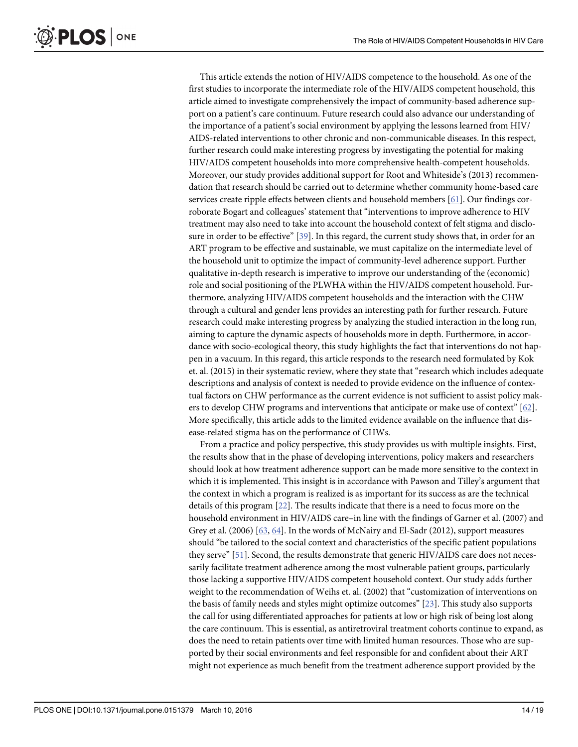This article extends the notion of HIV/AIDS competence to the household. As one of the first studies to incorporate the intermediate role of the HIV/AIDS competent household, this article aimed to investigate comprehensively the impact of community-based adherence support on a patient's care continuum. Future research could also advance our understanding of the importance of a patient's social environment by applying the lessons learned from HIV/AIDS-related interventions to other chronic and non-communicable diseases. In this respect, further research could make interesting progress by investigating the potential for making HIV/AIDS competent households into more comprehensive health-competent households. Moreover, our study provides additional support for Root and Whiteside's (2013) recommendation that research should be carried out to determine whether community home-based care services create ripple effects between clients and household members [61]. Our findings corroborate Bogart and colleagues' statement that "interventions to improve adherence to HIV treatment may also need to take into account the household context of felt stigma and disclosure in order to be effective" [39]. In this regard, the current study shows that, in order for an ART program to be effective and sustainable, we must capitalize on the intermediate level of the household unit to optimize the impact of community-level adherence support. Further qualitative in-depth research is imperative to improve our understanding of the (economic) role and social positioning of the PLWHA within the HIV/AIDS competent household. Furthermore, analyzing HIV/AIDS competent households and the interaction with the CHW through a cultural and gender lens provides an interesting path for further research. Future research could make interesting progress by analyzing the studied interaction in the long run, aiming to capture the dynamic aspects of households more in depth. Furthermore, in accordance with socio-ecological theory, this study highlights the fact that interventions do not happen in a vacuum. In this regard, this article responds to the research need formulated by Kok et. al. (2015) in their systematic review, where they state that "research which includes adequate descriptions and analysis of context is needed to provide evidence on the influence of contextual factors on CHW performance as the current evidence is not sufficient to assist policy makers to develop CHW programs and interventions that anticipate or make use of context" [62]. More specifically, this article adds to the limited evidence available on the influence that disease-related stigma has on the performance of CHWs.

From a practice and policy perspective, this study provides us with multiple insights. First, the results show that in the phase of developing interventions, policy makers and researchers should look at how treatment adherence support can be made more sensitive to the context in which it is implemented. This insight is in accordance with Pawson and Tilley's argument that the context in which a program is realized is as important for its success as are the technical details of this program [22]. The results indicate that there is a need to focus more on the household environment in HIV/AIDS care–in line with the findings of Garner et al. (2007) and Grey et al. (2006) [63, 64]. In the words of McNairy and El-Sadr (2012), support measures should "be tailored to the social context and characteristics of the specific patient populations they serve" [51]. Second, the results demonstrate that generic HIV/AIDS care does not necessarily facilitate treatment adherence among the most vulnerable patient groups, particularly those lacking a supportive HIV/AIDS competent household context. Our study adds further weight to the recommendation of Weihs et. al. (2002) that "customization of interventions on the basis of family needs and styles might optimize outcomes" [23]. This study also supports the call for using differentiated approaches for patients at low or high risk of being lost along the care continuum. This is essential, as antiretroviral treatment cohorts continue to expand, as does the need to retain patients over time with limited human resources. Those who are supported by their social environments and feel responsible for and confident about their ART might not experience as much benefit from the treatment adherence support provided by the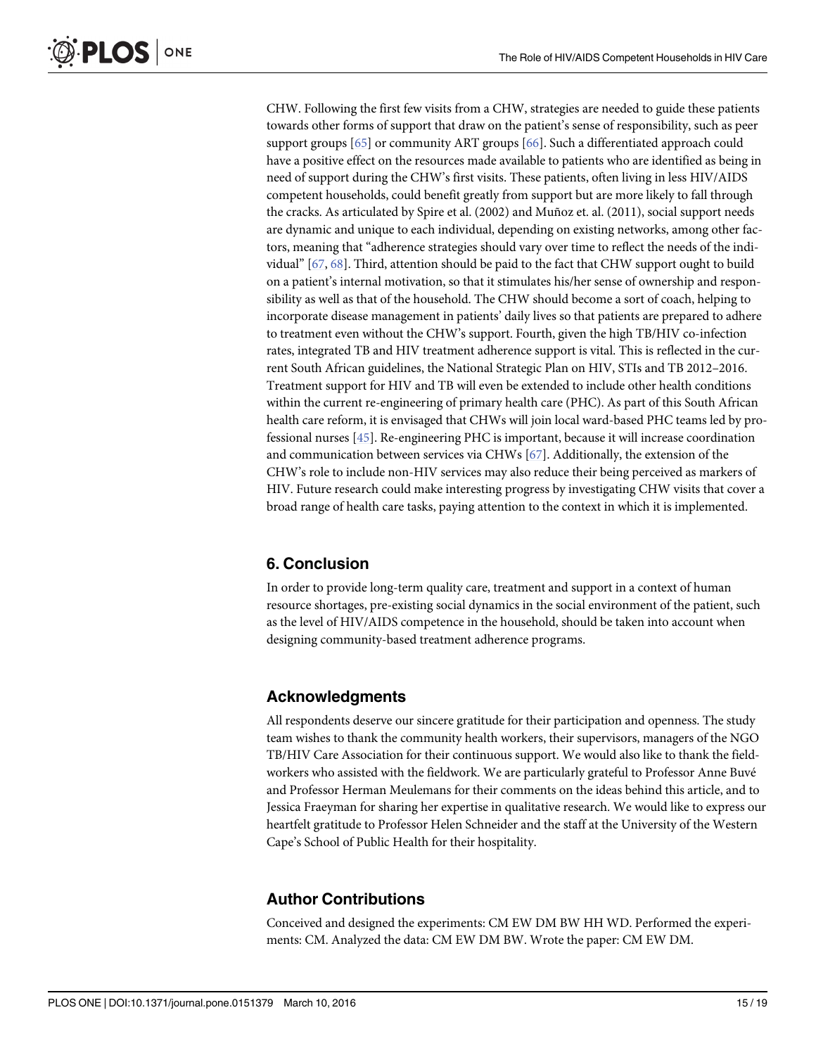CHW. Following the first few visits from a CHW, strategies are needed to guide these patients towards other forms of support that draw on the patient's sense of responsibility, such as peer support groups [65] or community ART groups [66]. Such a differentiated approach could have a positive effect on the resources made available to patients who are identified as being in need of support during the CHW's first visits. These patients, often living in less HIV/AIDS competent households, could benefit greatly from support but are more likely to fall through the cracks. As articulated by Spire et al. (2002) and Muñoz et. al. (2011), social support needs are dynamic and unique to each individual, depending on existing networks, among other factors, meaning that "adherence strategies should vary over time to reflect the needs of the individual" [67, 68]. Third, attention should be paid to the fact that CHW support ought to build on a patient's internal motivation, so that it stimulates his/her sense of ownership and responsibility as well as that of the household. The CHW should become a sort of coach, helping to incorporate disease management in patients' daily lives so that patients are prepared to adhere to treatment even without the CHW's support. Fourth, given the high TB/HIV co-infection rates, integrated TB and HIV treatment adherence support is vital. This is reflected in the current South African guidelines, the National Strategic Plan on HIV, STIs and TB 2012–2016. Treatment support for HIV and TB will even be extended to include other health conditions within the current re-engineering of primary health care (PHC). As part of this South African health care reform, it is envisaged that CHWs will join local ward-based PHC teams led by professional nurses [45]. Re-engineering PHC is important, because it will increase coordination and communication between services via CHWs [67]. Additionally, the extension of the CHW's role to include non-HIV services may also reduce their being perceived as markers of HIV. Future research could make interesting progress by investigating CHW visits that cover a broad range of health care tasks, paying attention to the context in which it is implemented.

## 6. Conclusion

In order to provide long-term quality care, treatment and support in a context of human resource shortages, pre-existing social dynamics in the social environment of the patient, such as the level of HIV/AIDS competence in the household, should be taken into account when designing community-based treatment adherence programs.

## Acknowledgments

All respondents deserve our sincere gratitude for their participation and openness. The study team wishes to thank the community health workers, their supervisors, managers of the NGO TB/HIV Care Association for their continuous support. We would also like to thank the fieldworkers who assisted with the fieldwork. We are particularly grateful to Professor Anne Buvé and Professor Herman Meulemans for their comments on the ideas behind this article, and to Jessica Fraeyman for sharing her expertise in qualitative research. We would like to express our heartfelt gratitude to Professor Helen Schneider and the staff at the University of the Western Cape's School of Public Health for their hospitality.

## Author Contributions

Conceived and designed the experiments: CM EW DM BW HH WD. Performed the experiments: CM. Analyzed the data: CM EW DM BW. Wrote the paper: CM EW DM.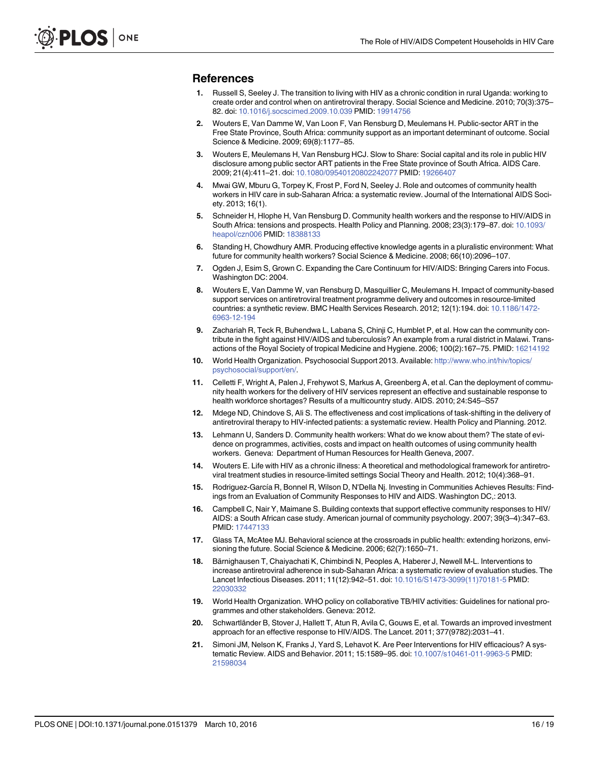## References

1. Russell S, Seeley J. The transition to living with HIV as a chronic condition in rural Uganda: working to create order and control when on antiretroviral therapy. Social Science and Medicine. 2010; 70(3):375–82. doi: 10.1016/j.socscimed.2009.10.039 PMID: 19914756
2. Wouters E, Van Damme W, Van Loon F, Van Rensburg D, Meulemans H. Public-sector ART in the Free State Province, South Africa: community support as an important determinant of outcome. Social Science & Medicine. 2009; 69(8):1177–85.
3. Wouters E, Meulemans H, Van Rensburg HCJ. Slow to Share: Social capital and its role in public HIV disclosure among public sector ART patients in the Free State province of South Africa. AIDS Care. 2009; 21(4):411–21. doi: 10.1080/09540120802242077 PMID: 19266407
4. Mwai GW, Mburu G, Torpey K, Frost P, Ford N, Seeley J. Role and outcomes of community health workers in HIV care in sub-Saharan Africa: a systematic review. Journal of the International AIDS Society. 2013; 16(1).
5. Schneider H, Hlophe H, Van Rensburg D. Community health workers and the response to HIV/AIDS in South Africa: tensions and prospects. Health Policy and Planning. 2008; 23(3):179–87. doi: 10.1093/heapol/czn006 PMID: 18388133
6. Standing H, Chowdhury AMR. Producing effective knowledge agents in a pluralistic environment: What future for community health workers? Social Science & Medicine. 2008; 66(10):2096–107.
7. Ogden J, Esim S, Grown C. Expanding the Care Continuum for HIV/AIDS: Bringing Carers into Focus. Washington DC: 2004.
8. Wouters E, Van Damme W, van Rensburg D, Masquillier C, Meulemans H. Impact of community-based support services on antiretroviral treatment programme delivery and outcomes in resource-limited countries: a synthetic review. BMC Health Services Research. 2012; 12(1):194. doi: 10.1186/1472-6963-12-194
9. Zachariah R, Teck R, Buhendwa L, Labana S, Chinji C, Humblet P, et al. How can the community contribute in the fight against HIV/AIDS and tuberculosis? An example from a rural district in Malawi. Transactions of the Royal Society of tropical Medicine and Hygiene. 2006; 100(2):167–75. PMID: 16214192
10. World Health Organization. Psychosocial Support 2013. Available: http://www.who.int/hiv/topics/psychosocial/support/en/.
11. Celletti F, Wright A, Palen J, Frehywot S, Markus A, Greenberg A, et al. Can the deployment of community health workers for the delivery of HIV services represent an effective and sustainable response to health workforce shortages? Results of a multicountry study. AIDS. 2010; 24:S45–S57
12. Mdege ND, Chindove S, Ali S. The effectiveness and cost implications of task-shifting in the delivery of antiretroviral therapy to HIV-infected patients: a systematic review. Health Policy and Planning. 2012.
13. Lehmann U, Sanders D. Community health workers: What do we know about them? The state of evidence on programmes, activities, costs and impact on health outcomes of using community health workers. Geneva: Department of Human Resources for Health Geneva, 2007.
14. Wouters E. Life with HIV as a chronic illness: A theoretical and methodological framework for antiretroviral treatment studies in resource-limited settings Social Theory and Health. 2012; 10(4):368–91.
15. Rodriguez-García R, Bonnel R, Wilson D, N'Della Nj. Investing in Communities Achieves Results: Findings from an Evaluation of Community Responses to HIV and AIDS. Washington DC,: 2013.
16. Campbell C, Nair Y, Maimane S. Building contexts that support effective community responses to HIV/AIDS: a South African case study. American journal of community psychology. 2007; 39(3–4):347–63. PMID: 17447133
17. Glass TA, McAtee MJ. Behavioral science at the crossroads in public health: extending horizons, envisioning the future. Social Science & Medicine. 2006; 62(7):1650–71.
18. Bärnighausen T, Chaiyachati K, Chimbindi N, Peoples A, Haberer J, Newell M-L. Interventions to increase antiretroviral adherence in sub-Saharan Africa: a systematic review of evaluation studies. The Lancet Infectious Diseases. 2011; 11(12):942–51. doi: 10.1016/S1473-3099(11)70181-5 PMID: 22030332
19. World Health Organization. WHO policy on collaborative TB/HIV activities: Guidelines for national programmes and other stakeholders. Geneva: 2012.
20. Schwartländer B, Stover J, Hallett T, Atun R, Avila C, Gouws E, et al. Towards an improved investment approach for an effective response to HIV/AIDS. The Lancet. 2011; 377(9782):2031–41.
21. Simoni JM, Nelson K, Franks J, Yard S, Lehavot K. Are Peer Interventions for HIV efficacious? A systematic Review. AIDS and Behavior. 2011; 15:1589–95. doi: 10.1007/s10461-011-9963-5 PMID: 21598034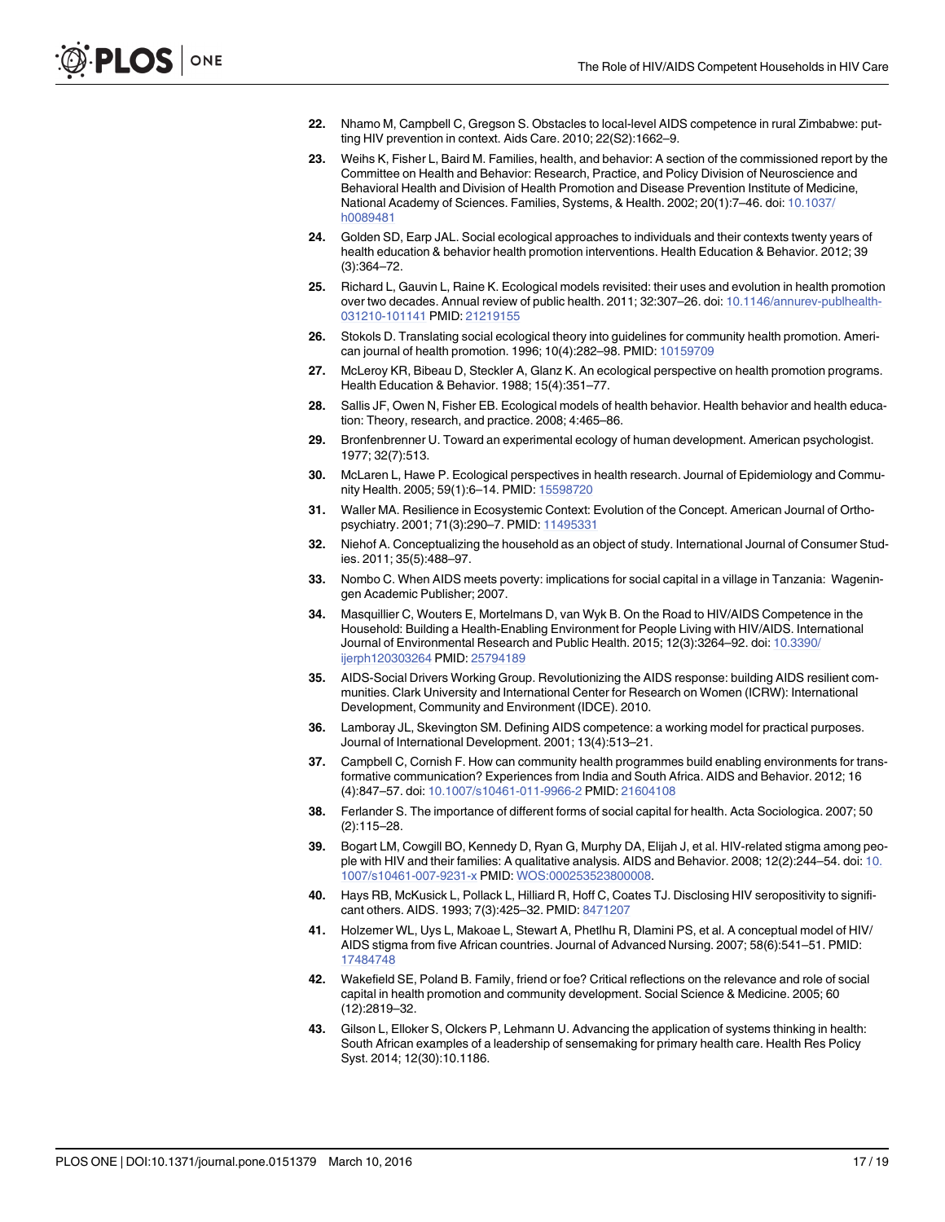22. Nhamo M, Campbell C, Gregson S. Obstacles to local-level AIDS competence in rural Zimbabwe: putting HIV prevention in context. Aids Care. 2010; 22(S2):1662–9.
23. Weihs K, Fisher L, Baird M. Families, health, and behavior: A section of the commissioned report by the Committee on Health and Behavior: Research, Practice, and Policy Division of Neuroscience and Behavioral Health and Division of Health Promotion and Disease Prevention Institute of Medicine, National Academy of Sciences. Families, Systems, & Health. 2002; 20(1):7–46. doi: 10.1037/h0089481
24. Golden SD, Earp JAL. Social ecological approaches to individuals and their contexts twenty years of health education & behavior health promotion interventions. Health Education & Behavior. 2012; 39 (3):364–72.
25. Richard L, Gauvin L, Raine K. Ecological models revisited: their uses and evolution in health promotion over two decades. Annual review of public health. 2011; 32:307–26. doi: 10.1146/annurev-publhealth-031210-101141 PMID: 21219155
26. Stokols D. Translating social ecological theory into guidelines for community health promotion. American journal of health promotion. 1996; 10(4):282–98. PMID: 10159709
27. McLeroy KR, Bibeau D, Steckler A, Glanz K. An ecological perspective on health promotion programs. Health Education & Behavior. 1988; 15(4):351–77.
28. Sallis JF, Owen N, Fisher EB. Ecological models of health behavior. Health behavior and health education: Theory, research, and practice. 2008; 4:465–86.
29. Bronfenbrenner U. Toward an experimental ecology of human development. American psychologist. 1977; 32(7):513.
30. McLaren L, Hawe P. Ecological perspectives in health research. Journal of Epidemiology and Community Health. 2005; 59(1):6–14. PMID: 15598720
31. Waller MA. Resilience in Ecosystemic Context: Evolution of the Concept. American Journal of Orthopsychiatry. 2001; 71(3):290–7. PMID: 11495331
32. Niehof A. Conceptualizing the household as an object of study. International Journal of Consumer Studies. 2011; 35(5):488–97.
33. Nombo C. When AIDS meets poverty: implications for social capital in a village in Tanzania: Wageningen Academic Publisher; 2007.
34. Masquillier C, Wouters E, Mortelmans D, van Wyk B. On the Road to HIV/AIDS Competence in the Household: Building a Health-Enabling Environment for People Living with HIV/AIDS. International Journal of Environmental Research and Public Health. 2015; 12(3):3264–92. doi: 10.3390/ijerph120303264 PMID: 25794189
35. AIDS-Social Drivers Working Group. Revolutionizing the AIDS response: building AIDS resilient communities. Clark University and International Center for Research on Women (ICRW): International Development, Community and Environment (IDCE). 2010.
36. Lamboray JL, Skevington SM. Defining AIDS competence: a working model for practical purposes. Journal of International Development. 2001; 13(4):513–21.
37. Campbell C, Cornish F. How can community health programmes build enabling environments for transformative communication? Experiences from India and South Africa. AIDS and Behavior. 2012; 16 (4):847–57. doi: 10.1007/s10461-011-9966-2 PMID: 21604108
38. Ferlander S. The importance of different forms of social capital for health. Acta Sociologica. 2007; 50 (2):115–28.
39. Bogart LM, Cowgill BO, Kennedy D, Ryan G, Murphy DA, Elijah J, et al. HIV-related stigma among people with HIV and their families: A qualitative analysis. AIDS and Behavior. 2008; 12(2):244–54. doi: 10.1007/s10461-007-9231-x PMID: WOS:000253523800008.
40. Hays RB, McKusick L, Pollack L, Hilliard R, Hoff C, Coates TJ. Disclosing HIV seropositivity to significant others. AIDS. 1993; 7(3):425–32. PMID: 8471207
41. Holzemer WL, Uys L, Makoae L, Stewart A, Phetlhu R, Dlamini PS, et al. A conceptual model of HIV/AIDS stigma from five African countries. Journal of Advanced Nursing. 2007; 58(6):541–51. PMID: 17484748
42. Wakefield SE, Poland B. Family, friend or foe? Critical reflections on the relevance and role of social capital in health promotion and community development. Social Science & Medicine. 2005; 60 (12):2819–32.
43. Gilson L, Elloker S, Olckers P, Lehmann U. Advancing the application of systems thinking in health: South African examples of a leadership of sensemaking for primary health care. Health Res Policy Syst. 2014; 12(30):10.1186.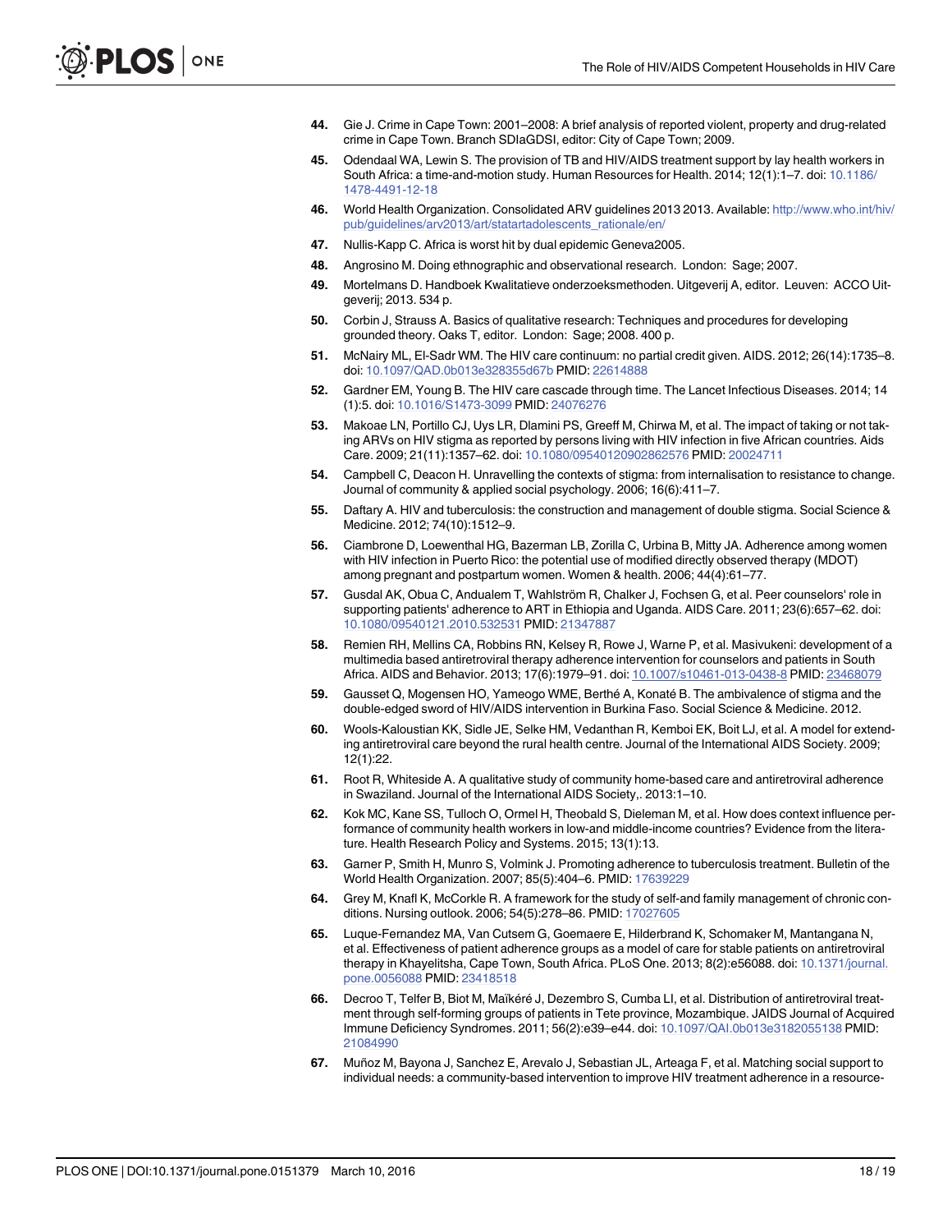44. Gie J. Crime in Cape Town: 2001–2008: A brief analysis of reported violent, property and drug-related crime in Cape Town. Branch SDIaGDSI, editor: City of Cape Town; 2009.
45. Odendaal WA, Lewin S. The provision of TB and HIV/AIDS treatment support by lay health workers in South Africa: a time-and-motion study. Human Resources for Health. 2014; 12(1):1–7. doi: 10.1186/1478-4491-12-18
46. World Health Organization. Consolidated ARV guidelines 2013 2013. Available: http://www.who.int/hiv/pub/guidelines/arv2013/art/statartadolescents_rationale/en/
47. Nullis-Kapp C. Africa is worst hit by dual epidemic Geneva2005.
48. Angrosino M. Doing ethnographic and observational research. London: Sage; 2007.
49. Mortelmans D. Handboek Kwalitatieve onderzoeksmethoden. Uitgeverij A, editor. Leuven: ACCO Uitgeverij; 2013. 534 p.
50. Corbin J, Strauss A. Basics of qualitative research: Techniques and procedures for developing grounded theory. Oaks T, editor. London: Sage; 2008. 400 p.
51. McNairy ML, El-Sadr WM. The HIV care continuum: no partial credit given. AIDS. 2012; 26(14):1735–8. doi: 10.1097/QAD.0b013e328355d67b PMID: 22614888
52. Gardner EM, Young B. The HIV care cascade through time. The Lancet Infectious Diseases. 2014; 14(1):5. doi: 10.1016/S1473-3099 PMID: 24076276
53. Makoae LN, Portillo CJ, Uys LR, Dlamini PS, Greeff M, Chirwa M, et al. The impact of taking or not taking ARVs on HIV stigma as reported by persons living with HIV infection in five African countries. Aids Care. 2009; 21(11):1357–62. doi: 10.1080/09540120902862576 PMID: 20024711
54. Campbell C, Deacon H. Unravelling the contexts of stigma: from internalisation to resistance to change. Journal of community & applied social psychology. 2006; 16(6):411–7.
55. Daftary A. HIV and tuberculosis: the construction and management of double stigma. Social Science & Medicine. 2012; 74(10):1512–9.
56. Ciambrone D, Loewenthal HG, Bazerman LB, Zorilla C, Urbina B, Mitty JA. Adherence among women with HIV infection in Puerto Rico: the potential use of modified directly observed therapy (MDOT) among pregnant and postpartum women. Women & health. 2006; 44(4):61–77.
57. Gusdal AK, Obua C, Andualem T, Wahlström R, Chalker J, Fochsen G, et al. Peer counselors' role in supporting patients' adherence to ART in Ethiopia and Uganda. AIDS Care. 2011; 23(6):657–62. doi: 10.1080/09540121.2010.532531 PMID: 21347887
58. Remien RH, Mellins CA, Robbins RN, Kelsey R, Rowe J, Warne P, et al. Masivukeni: development of a multimedia based antiretroviral therapy adherence intervention for counselors and patients in South Africa. AIDS and Behavior. 2013; 17(6):1979–91. doi: 10.1007/s10461-013-0438-8 PMID: 23468079
59. Gausset Q, Mogensen HO, Yameogo WME, Berthé A, Konaté B. The ambivalence of stigma and the double-edged sword of HIV/AIDS intervention in Burkina Faso. Social Science & Medicine. 2012.
60. Wools-Kaloustian KK, Sidle JE, Selke HM, Vedanthan R, Kemboi EK, Boit LJ, et al. A model for extending antiretroviral care beyond the rural health centre. Journal of the International AIDS Society. 2009; 12(1):22.
61. Root R, Whiteside A. A qualitative study of community home-based care and antiretroviral adherence in Swaziland. Journal of the International AIDS Society,. 2013:1–10.
62. Kok MC, Kane SS, Tulloch O, Ormel H, Theobald S, Dieleman M, et al. How does context influence performance of community health workers in low-and middle-income countries? Evidence from the literature. Health Research Policy and Systems. 2015; 13(1):13.
63. Garner P, Smith H, Munro S, Volmink J. Promoting adherence to tuberculosis treatment. Bulletin of the World Health Organization. 2007; 85(5):404–6. PMID: 17639229
64. Grey M, Knafl K, McCorkle R. A framework for the study of self-and family management of chronic conditions. Nursing outlook. 2006; 54(5):278–86. PMID: 17027605
65. Luque-Fernandez MA, Van Cutsem G, Goemaere E, Hilderbrand K, Schomaker M, Mantangana N, et al. Effectiveness of patient adherence groups as a model of care for stable patients on antiretroviral therapy in Khayelitsha, Cape Town, South Africa. PLoS One. 2013; 8(2):e56088. doi: 10.1371/journal.pone.0056088 PMID: 23418518
66. Decroo T, Telfer B, Biot M, Maïkéré J, Dezembro S, Cumba LI, et al. Distribution of antiretroviral treatment through self-forming groups of patients in Tete province, Mozambique. JAIDS Journal of Acquired Immune Deficiency Syndromes. 2011; 56(2):e39–e44. doi: 10.1097/QAI.0b013e3182055138 PMID: 21084990
67. Muñoz M, Bayona J, Sanchez E, Arevalo J, Sebastian JL, Arteaga F, et al. Matching social support to individual needs: a community-based intervention to improve HIV treatment adherence in a resource-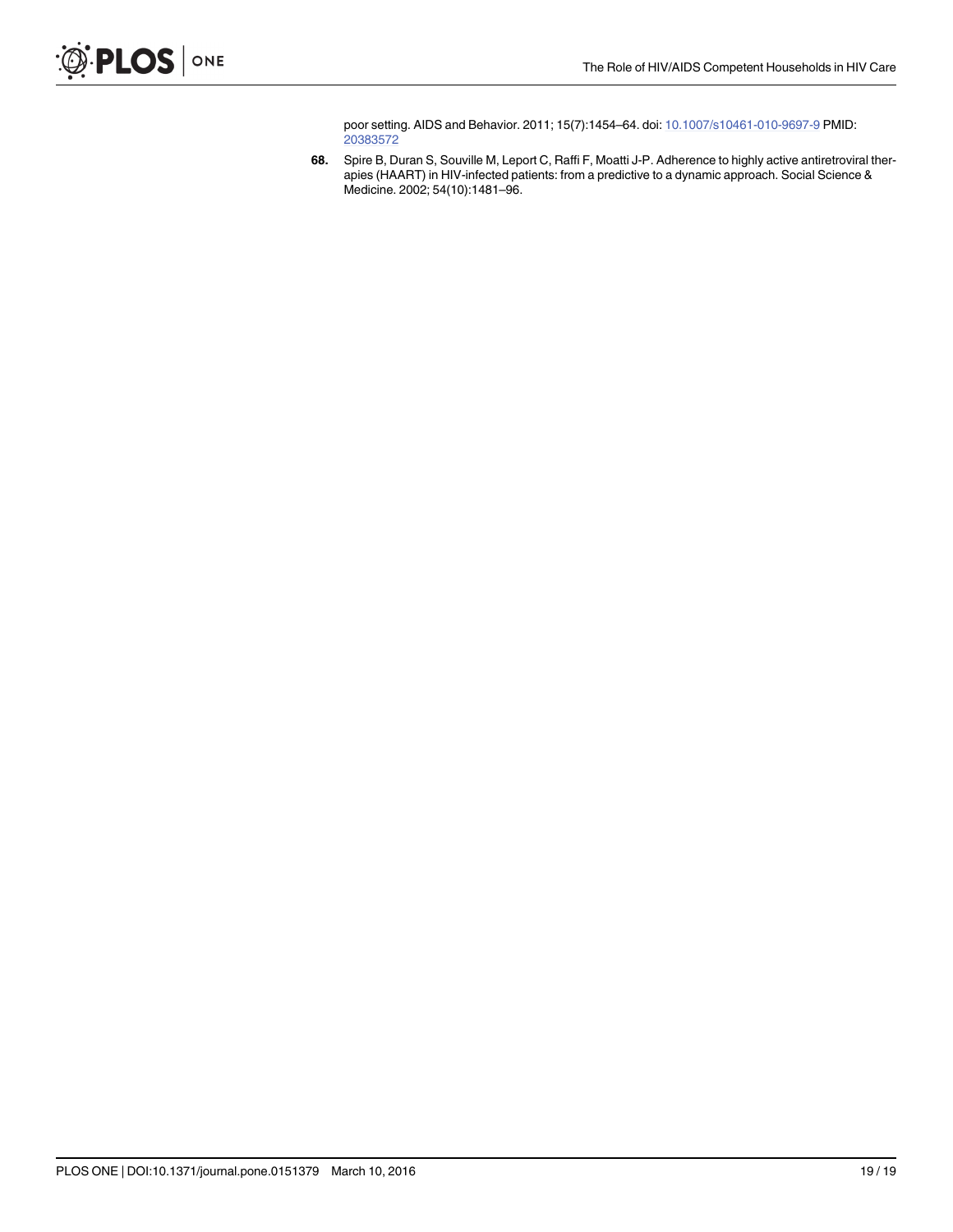poor setting. AIDS and Behavior. 2011; 15(7):1454–64. doi: 10.1007/s10461-010-9697-9 PMID: 20383572

68. Spire B, Duran S, Souville M, Leport C, Raffi F, Moatti J-P. Adherence to highly active antiretroviral therapies (HAART) in HIV-infected patients: from a predictive to a dynamic approach. Social Science & Medicine. 2002; 54(10):1481–96.